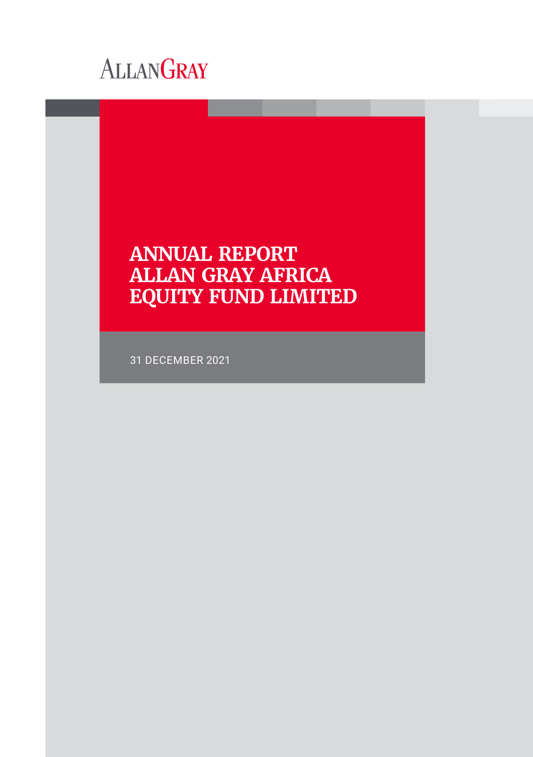ALLANGRAY

# ANNUAL REPORT ALLAN GRAY AFRICA EQUITY FUND LIMITED

31 DECEMBER 2021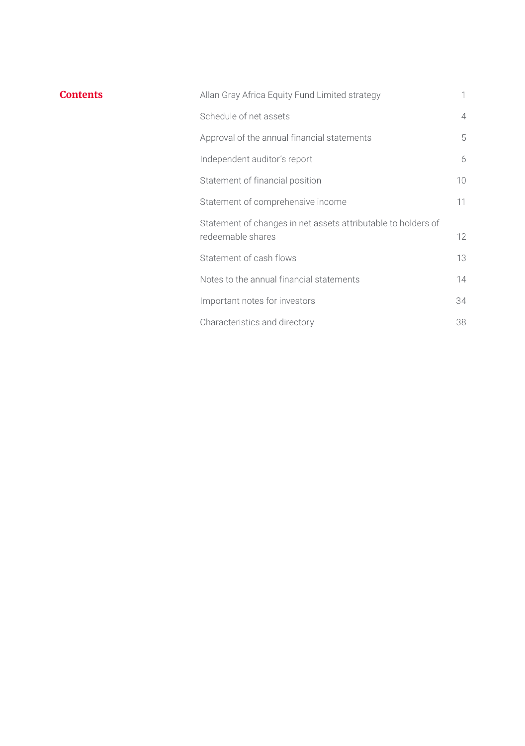## Contents

| | |
|---|---|
| Allan Gray Africa Equity Fund Limited strategy | 1 |
| Schedule of net assets | 4 |
| Approval of the annual financial statements | 5 |
| Independent auditor's report | 6 |
| Statement of financial position | 10 |
| Statement of comprehensive income | 11 |
| Statement of changes in net assets attributable to holders of redeemable shares | 12 |
| Statement of cash flows | 13 |
| Notes to the annual financial statements | 14 |
| Important notes for investors | 34 |
| Characteristics and directory | 38 |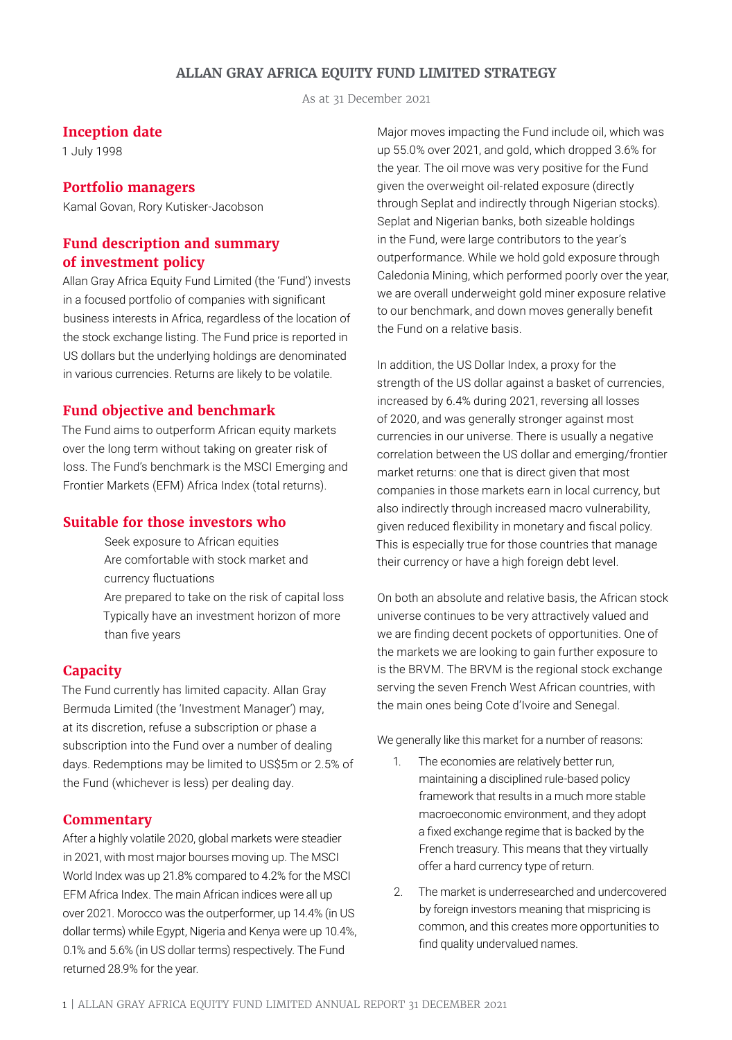# ALLAN GRAY AFRICA EQUITY FUND LIMITED STRATEGY

As at 31 December 2021

## Inception date

1 July 1998

## Portfolio managers

Kamal Govan, Rory Kutisker-Jacobson

## Fund description and summary of investment policy

Allan Gray Africa Equity Fund Limited (the 'Fund') invests in a focused portfolio of companies with significant business interests in Africa, regardless of the location of the stock exchange listing. The Fund price is reported in US dollars but the underlying holdings are denominated in various currencies. Returns are likely to be volatile.

## Fund objective and benchmark

The Fund aims to outperform African equity markets over the long term without taking on greater risk of loss. The Fund's benchmark is the MSCI Emerging and Frontier Markets (EFM) Africa Index (total returns).

## Suitable for those investors who

- Seek exposure to African equities
- Are comfortable with stock market and currency fluctuations
- Are prepared to take on the risk of capital loss
- Typically have an investment horizon of more than five years

## Capacity

The Fund currently has limited capacity. Allan Gray Bermuda Limited (the 'Investment Manager') may, at its discretion, refuse a subscription or phase a subscription into the Fund over a number of dealing days. Redemptions may be limited to US$5m or 2.5% of the Fund (whichever is less) per dealing day.

## Commentary

After a highly volatile 2020, global markets were steadier in 2021, with most major bourses moving up. The MSCI World Index was up 21.8% compared to 4.2% for the MSCI EFM Africa Index. The main African indices were all up over 2021. Morocco was the outperformer, up 14.4% (in US dollar terms) while Egypt, Nigeria and Kenya were up 10.4%, 0.1% and 5.6% (in US dollar terms) respectively. The Fund returned 28.9% for the year.

Major moves impacting the Fund include oil, which was up 55.0% over 2021, and gold, which dropped 3.6% for the year. The oil move was very positive for the Fund given the overweight oil-related exposure (directly through Seplat and indirectly through Nigerian stocks). Seplat and Nigerian banks, both sizeable holdings in the Fund, were large contributors to the year's outperformance. While we hold gold exposure through Caledonia Mining, which performed poorly over the year, we are overall underweight gold miner exposure relative to our benchmark, and down moves generally benefit the Fund on a relative basis.

In addition, the US Dollar Index, a proxy for the strength of the US dollar against a basket of currencies, increased by 6.4% during 2021, reversing all losses of 2020, and was generally stronger against most currencies in our universe. There is usually a negative correlation between the US dollar and emerging/frontier market returns: one that is direct given that most companies in those markets earn in local currency, but also indirectly through increased macro vulnerability, given reduced flexibility in monetary and fiscal policy. This is especially true for those countries that manage their currency or have a high foreign debt level.

On both an absolute and relative basis, the African stock universe continues to be very attractively valued and we are finding decent pockets of opportunities. One of the markets we are looking to gain further exposure to is the BRVM. The BRVM is the regional stock exchange serving the seven French West African countries, with the main ones being Cote d'Ivoire and Senegal.

We generally like this market for a number of reasons:

1. The economies are relatively better run, maintaining a disciplined rule-based policy framework that results in a much more stable macroeconomic environment, and they adopt a fixed exchange regime that is backed by the French treasury. This means that they virtually offer a hard currency type of return.
2. The market is underresearched and undercovered by foreign investors meaning that mispricing is common, and this creates more opportunities to find quality undervalued names.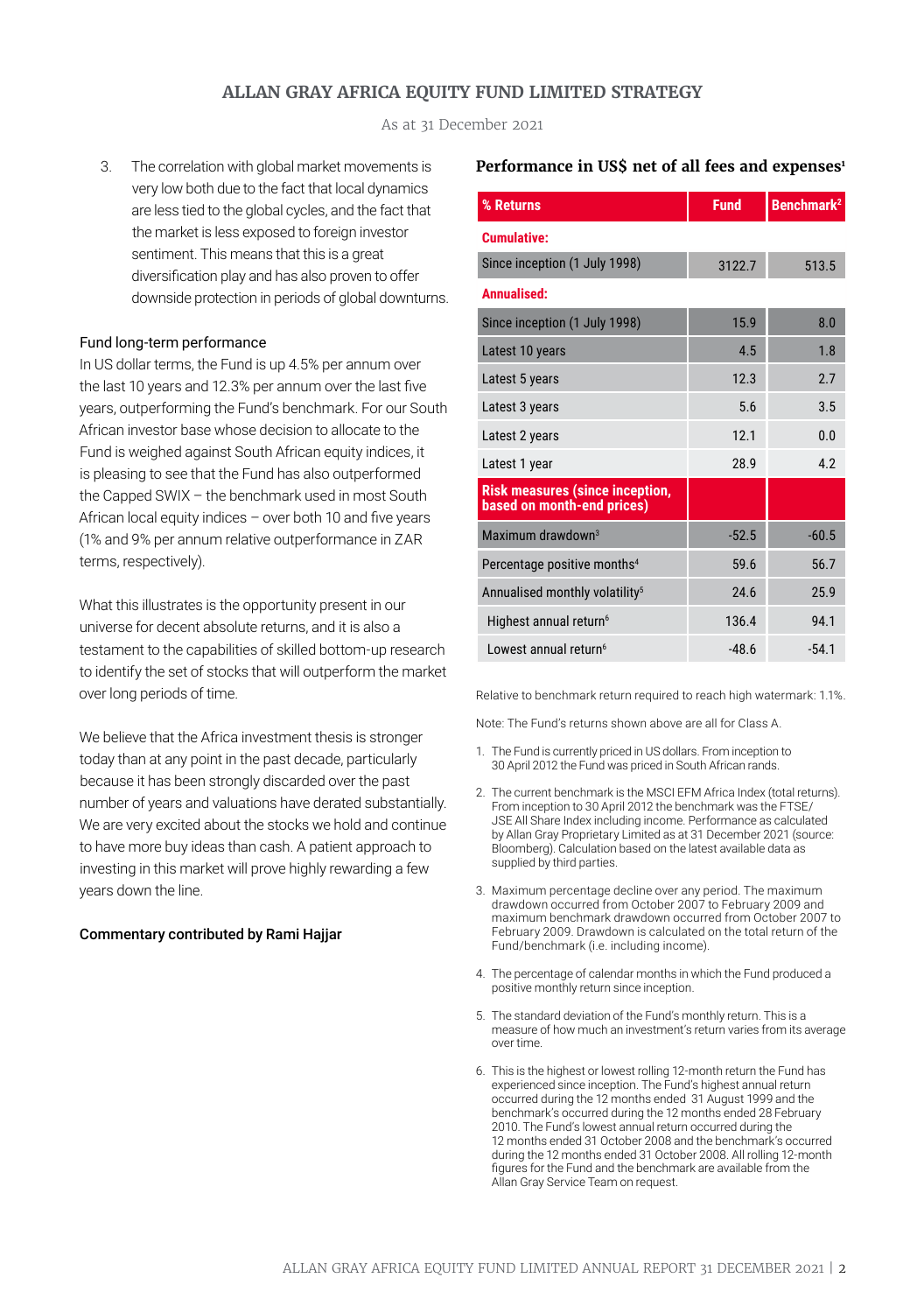## ALLAN GRAY AFRICA EQUITY FUND LIMITED STRATEGY

As at 31 December 2021

3. The correlation with global market movements is very low both due to the fact that local dynamics are less tied to the global cycles, and the fact that the market is less exposed to foreign investor sentiment. This means that this is a great diversification play and has also proven to offer downside protection in periods of global downturns.

### Fund long-term performance

In US dollar terms, the Fund is up 4.5% per annum over the last 10 years and 12.3% per annum over the last five years, outperforming the Fund's benchmark. For our South African investor base whose decision to allocate to the Fund is weighed against South African equity indices, it is pleasing to see that the Fund has also outperformed the Capped SWIX – the benchmark used in most South African local equity indices – over both 10 and five years (1% and 9% per annum relative outperformance in ZAR terms, respectively).

What this illustrates is the opportunity present in our universe for decent absolute returns, and it is also a testament to the capabilities of skilled bottom-up research to identify the set of stocks that will outperform the market over long periods of time.

We believe that the Africa investment thesis is stronger today than at any point in the past decade, particularly because it has been strongly discarded over the past number of years and valuations have derated substantially. We are very excited about the stocks we hold and continue to have more buy ideas than cash. A patient approach to investing in this market will prove highly rewarding a few years down the line.

Commentary contributed by Rami Hajjar

### Performance in US$ net of all fees and expenses[1]

| % Returns | Fund | Benchmark[2] |
|---|---|---|
| **Cumulative:** | | |
| Since inception (1 July 1998) | 3122.7 | 513.5 |
| **Annualised:** | | |
| Since inception (1 July 1998) | 15.9 | 8.0 |
| Latest 10 years | 4.5 | 1.8 |
| Latest 5 years | 12.3 | 2.7 |
| Latest 3 years | 5.6 | 3.5 |
| Latest 2 years | 12.1 | 0.0 |
| Latest 1 year | 28.9 | 4.2 |
| **Risk measures (since inception, based on month-end prices)** | | |
| Maximum drawdown[3] | -52.5 | -60.5 |
| Percentage positive months[4] | 59.6 | 56.7 |
| Annualised monthly volatility[5] | 24.6 | 25.9 |
| Highest annual return[6] | 136.4 | 94.1 |
| Lowest annual return[6] | -48.6 | -54.1 |

Relative to benchmark return required to reach high watermark: 1.1%.

Note: The Fund's returns shown above are all for Class A.

1. The Fund is currently priced in US dollars. From inception to 30 April 2012 the Fund was priced in South African rands.
2. The current benchmark is the MSCI EFM Africa Index (total returns). From inception to 30 April 2012 the benchmark was the FTSE/JSE All Share Index including income. Performance as calculated by Allan Gray Proprietary Limited as at 31 December 2021 (source: Bloomberg). Calculation based on the latest available data as supplied by third parties.
3. Maximum percentage decline over any period. The maximum drawdown occurred from October 2007 to February 2009 and maximum benchmark drawdown occurred from October 2007 to February 2009. Drawdown is calculated on the total return of the Fund/benchmark (i.e. including income).
4. The percentage of calendar months in which the Fund produced a positive monthly return since inception.
5. The standard deviation of the Fund's monthly return. This is a measure of how much an investment's return varies from its average over time.
6. This is the highest or lowest rolling 12-month return the Fund has experienced since inception. The Fund's highest annual return occurred during the 12 months ended 31 August 1999 and the benchmark's occurred during the 12 months ended 28 February 2010. The Fund's lowest annual return occurred during the 12 months ended 31 October 2008 and the benchmark's occurred during the 12 months ended 31 October 2008. All rolling 12-month figures for the Fund and the benchmark are available from the Allan Gray Service Team on request.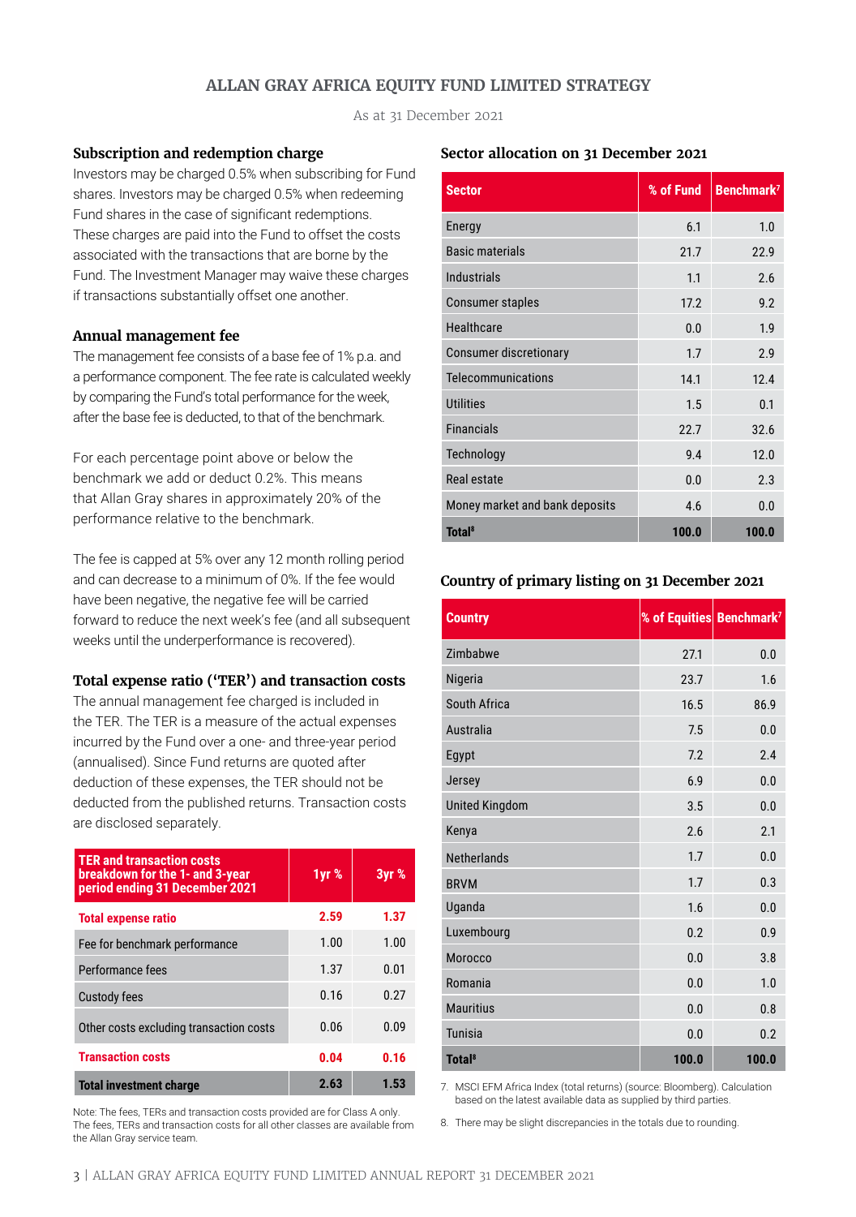# ALLAN GRAY AFRICA EQUITY FUND LIMITED STRATEGY

As at 31 December 2021

### Subscription and redemption charge

Investors may be charged 0.5% when subscribing for Fund shares. Investors may be charged 0.5% when redeeming Fund shares in the case of significant redemptions. These charges are paid into the Fund to offset the costs associated with the transactions that are borne by the Fund. The Investment Manager may waive these charges if transactions substantially offset one another.

### Annual management fee

The management fee consists of a base fee of 1% p.a. and a performance component. The fee rate is calculated weekly by comparing the Fund's total performance for the week, after the base fee is deducted, to that of the benchmark.

For each percentage point above or below the benchmark we add or deduct 0.2%. This means that Allan Gray shares in approximately 20% of the performance relative to the benchmark.

The fee is capped at 5% over any 12 month rolling period and can decrease to a minimum of 0%. If the fee would have been negative, the negative fee will be carried forward to reduce the next week's fee (and all subsequent weeks until the underperformance is recovered).

### Total expense ratio ('TER') and transaction costs

The annual management fee charged is included in the TER. The TER is a measure of the actual expenses incurred by the Fund over a one- and three-year period (annualised). Since Fund returns are quoted after deduction of these expenses, the TER should not be deducted from the published returns. Transaction costs are disclosed separately.

| TER and transaction costs breakdown for the 1- and 3-year period ending 31 December 2021 | 1yr % | 3yr % |
|---|---|---|
| **Total expense ratio** | **2.59** | **1.37** |
| Fee for benchmark performance | 1.00 | 1.00 |
| Performance fees | 1.37 | 0.01 |
| Custody fees | 0.16 | 0.27 |
| Other costs excluding transaction costs | 0.06 | 0.09 |
| **Transaction costs** | **0.04** | **0.16** |
| **Total investment charge** | **2.63** | **1.53** |

Note: The fees, TERs and transaction costs provided are for Class A only. The fees, TERs and transaction costs for all other classes are available from the Allan Gray service team.

### Sector allocation on 31 December 2021

| Sector | % of Fund | Benchmark[7] |
|---|---|---|
| Energy | 6.1 | 1.0 |
| Basic materials | 21.7 | 22.9 |
| Industrials | 1.1 | 2.6 |
| Consumer staples | 17.2 | 9.2 |
| Healthcare | 0.0 | 1.9 |
| Consumer discretionary | 1.7 | 2.9 |
| Telecommunications | 14.1 | 12.4 |
| Utilities | 1.5 | 0.1 |
| Financials | 22.7 | 32.6 |
| Technology | 9.4 | 12.0 |
| Real estate | 0.0 | 2.3 |
| Money market and bank deposits | 4.6 | 0.0 |
| **Total[8]** | **100.0** | **100.0** |

### Country of primary listing on 31 December 2021

| Country | % of Equities | Benchmark[7] |
|---|---|---|
| Zimbabwe | 27.1 | 0.0 |
| Nigeria | 23.7 | 1.6 |
| South Africa | 16.5 | 86.9 |
| Australia | 7.5 | 0.0 |
| Egypt | 7.2 | 2.4 |
| Jersey | 6.9 | 0.0 |
| United Kingdom | 3.5 | 0.0 |
| Kenya | 2.6 | 2.1 |
| Netherlands | 1.7 | 0.0 |
| BRVM | 1.7 | 0.3 |
| Uganda | 1.6 | 0.0 |
| Luxembourg | 0.2 | 0.9 |
| Morocco | 0.0 | 3.8 |
| Romania | 0.0 | 1.0 |
| Mauritius | 0.0 | 0.8 |
| Tunisia | 0.0 | 0.2 |
| **Total[8]** | **100.0** | **100.0** |

7. MSCI EFM Africa Index (total returns) (source: Bloomberg). Calculation based on the latest available data as supplied by third parties.

8. There may be slight discrepancies in the totals due to rounding.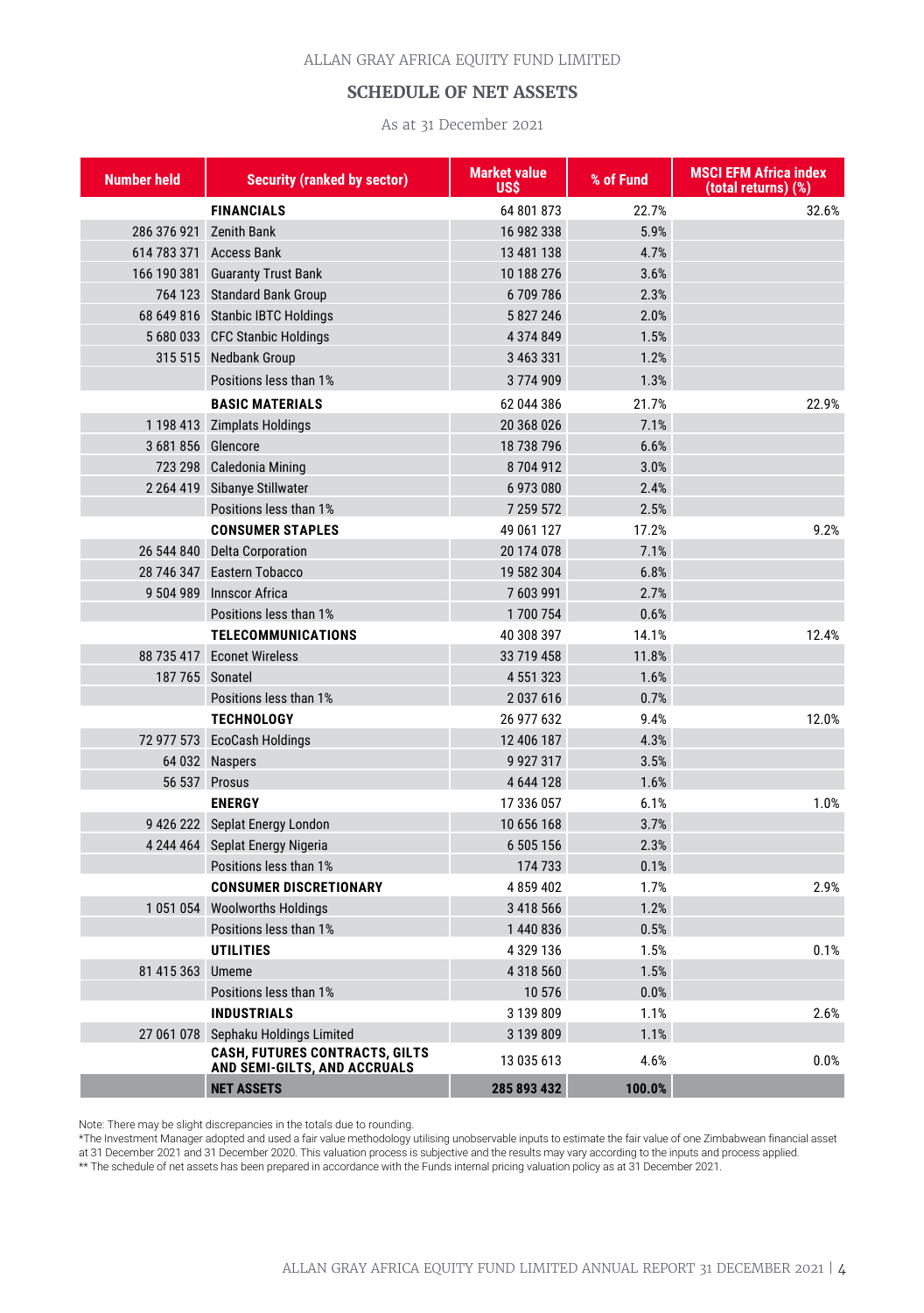ALLAN GRAY AFRICA EQUITY FUND LIMITED

## SCHEDULE OF NET ASSETS

As at 31 December 2021

| Number held | Security (ranked by sector) | Market value US$ | % of Fund | MSCI EFM Africa index (total returns) (%) |
|---|---|---|---|---|
| | **FINANCIALS** | 64 801 873 | 22.7% | 32.6% |
| 286 376 921 | Zenith Bank | 16 982 338 | 5.9% | |
| 614 783 371 | Access Bank | 13 481 138 | 4.7% | |
| 166 190 381 | Guaranty Trust Bank | 10 188 276 | 3.6% | |
| 764 123 | Standard Bank Group | 6 709 786 | 2.3% | |
| 68 649 816 | Stanbic IBTC Holdings | 5 827 246 | 2.0% | |
| 5 680 033 | CFC Stanbic Holdings | 4 374 849 | 1.5% | |
| 315 515 | Nedbank Group | 3 463 331 | 1.2% | |
| | Positions less than 1% | 3 774 909 | 1.3% | |
| | **BASIC MATERIALS** | 62 044 386 | 21.7% | 22.9% |
| 1 198 413 | Zimplats Holdings | 20 368 026 | 7.1% | |
| 3 681 856 | Glencore | 18 738 796 | 6.6% | |
| 723 298 | Caledonia Mining | 8 704 912 | 3.0% | |
| 2 264 419 | Sibanye Stillwater | 6 973 080 | 2.4% | |
| | Positions less than 1% | 7 259 572 | 2.5% | |
| | **CONSUMER STAPLES** | 49 061 127 | 17.2% | 9.2% |
| 26 544 840 | Delta Corporation | 20 174 078 | 7.1% | |
| 28 746 347 | Eastern Tobacco | 19 582 304 | 6.8% | |
| 9 504 989 | Innscor Africa | 7 603 991 | 2.7% | |
| | Positions less than 1% | 1 700 754 | 0.6% | |
| | **TELECOMMUNICATIONS** | 40 308 397 | 14.1% | 12.4% |
| 88 735 417 | Econet Wireless | 33 719 458 | 11.8% | |
| 187 765 | Sonatel | 4 551 323 | 1.6% | |
| | Positions less than 1% | 2 037 616 | 0.7% | |
| | **TECHNOLOGY** | 26 977 632 | 9.4% | 12.0% |
| 72 977 573 | EcoCash Holdings | 12 406 187 | 4.3% | |
| 64 032 | Naspers | 9 927 317 | 3.5% | |
| 56 537 | Prosus | 4 644 128 | 1.6% | |
| | **ENERGY** | 17 336 057 | 6.1% | 1.0% |
| 9 426 222 | Seplat Energy London | 10 656 168 | 3.7% | |
| 4 244 464 | Seplat Energy Nigeria | 6 505 156 | 2.3% | |
| | Positions less than 1% | 174 733 | 0.1% | |
| | **CONSUMER DISCRETIONARY** | 4 859 402 | 1.7% | 2.9% |
| 1 051 054 | Woolworths Holdings | 3 418 566 | 1.2% | |
| | Positions less than 1% | 1 440 836 | 0.5% | |
| | **UTILITIES** | 4 329 136 | 1.5% | 0.1% |
| 81 415 363 | Umeme | 4 318 560 | 1.5% | |
| | Positions less than 1% | 10 576 | 0.0% | |
| | **INDUSTRIALS** | 3 139 809 | 1.1% | 2.6% |
| 27 061 078 | Sephaku Holdings Limited | 3 139 809 | 1.1% | |
| | **CASH, FUTURES CONTRACTS, GILTS AND SEMI-GILTS, AND ACCRUALS** | 13 035 613 | 4.6% | 0.0% |
| | **NET ASSETS** | **285 893 432** | **100.0%** | |

Note: There may be slight discrepancies in the totals due to rounding.
*The Investment Manager adopted and used a fair value methodology utilising unobservable inputs to estimate the fair value of one Zimbabwean financial asset at 31 December 2021 and 31 December 2020. This valuation process is subjective and the results may vary according to the inputs and process applied.
** The schedule of net assets has been prepared in accordance with the Funds internal pricing valuation policy as at 31 December 2021.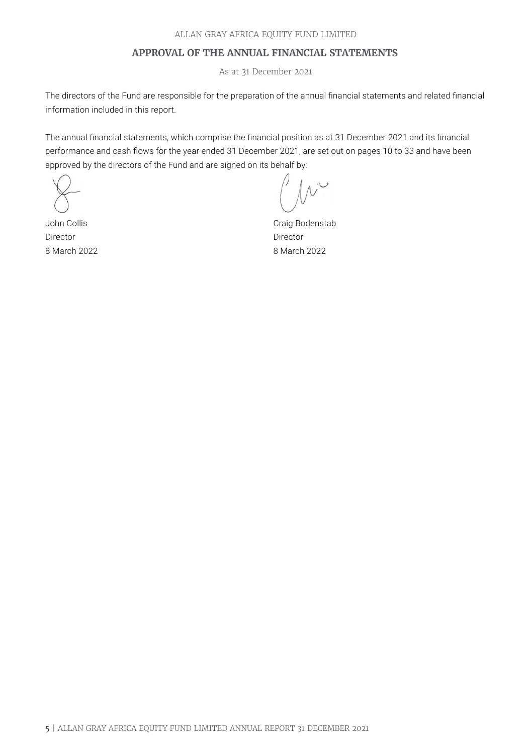ALLAN GRAY AFRICA EQUITY FUND LIMITED

## APPROVAL OF THE ANNUAL FINANCIAL STATEMENTS

As at 31 December 2021

The directors of the Fund are responsible for the preparation of the annual financial statements and related financial information included in this report.

The annual financial statements, which comprise the financial position as at 31 December 2021 and its financial performance and cash flows for the year ended 31 December 2021, are set out on pages 10 to 33 and have been approved by the directors of the Fund and are signed on its behalf by:

John Collis
Director
8 March 2022

Craig Bodenstab
Director
8 March 2022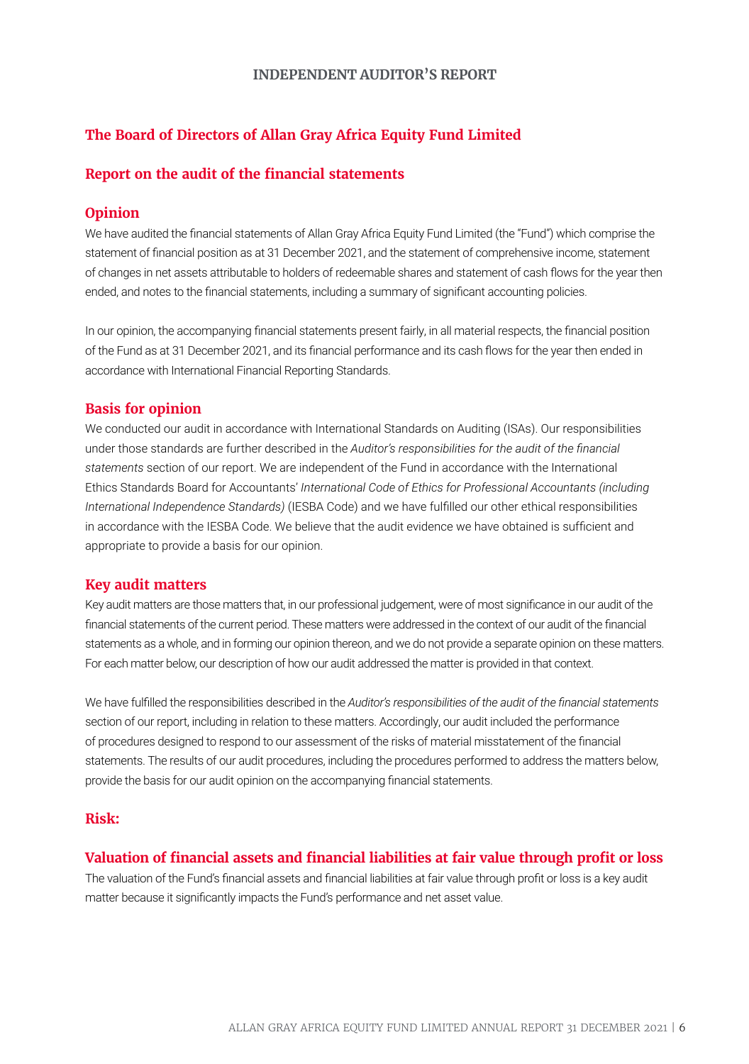# INDEPENDENT AUDITOR'S REPORT

## The Board of Directors of Allan Gray Africa Equity Fund Limited

## Report on the audit of the financial statements

### Opinion

We have audited the financial statements of Allan Gray Africa Equity Fund Limited (the "Fund") which comprise the statement of financial position as at 31 December 2021, and the statement of comprehensive income, statement of changes in net assets attributable to holders of redeemable shares and statement of cash flows for the year then ended, and notes to the financial statements, including a summary of significant accounting policies.

In our opinion, the accompanying financial statements present fairly, in all material respects, the financial position of the Fund as at 31 December 2021, and its financial performance and its cash flows for the year then ended in accordance with International Financial Reporting Standards.

### Basis for opinion

We conducted our audit in accordance with International Standards on Auditing (ISAs). Our responsibilities under those standards are further described in the *Auditor's responsibilities for the audit of the financial statements* section of our report. We are independent of the Fund in accordance with the International Ethics Standards Board for Accountants' *International Code of Ethics for Professional Accountants (including International Independence Standards)* (IESBA Code) and we have fulfilled our other ethical responsibilities in accordance with the IESBA Code. We believe that the audit evidence we have obtained is sufficient and appropriate to provide a basis for our opinion.

### Key audit matters

Key audit matters are those matters that, in our professional judgement, were of most significance in our audit of the financial statements of the current period. These matters were addressed in the context of our audit of the financial statements as a whole, and in forming our opinion thereon, and we do not provide a separate opinion on these matters. For each matter below, our description of how our audit addressed the matter is provided in that context.

We have fulfilled the responsibilities described in the *Auditor's responsibilities of the audit of the financial statements* section of our report, including in relation to these matters. Accordingly, our audit included the performance of procedures designed to respond to our assessment of the risks of material misstatement of the financial statements. The results of our audit procedures, including the procedures performed to address the matters below, provide the basis for our audit opinion on the accompanying financial statements.

### Risk:

### Valuation of financial assets and financial liabilities at fair value through profit or loss

The valuation of the Fund's financial assets and financial liabilities at fair value through profit or loss is a key audit matter because it significantly impacts the Fund's performance and net asset value.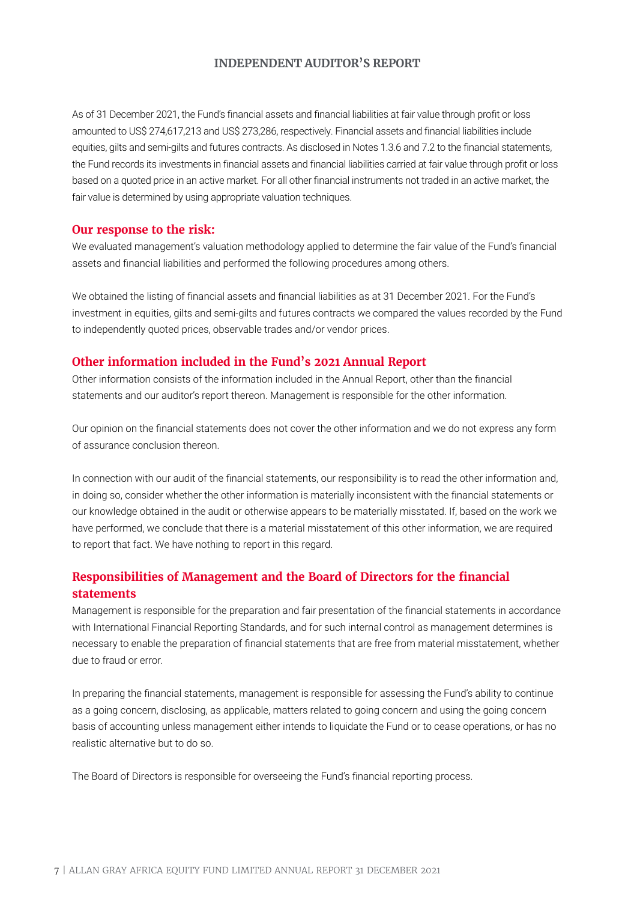# INDEPENDENT AUDITOR'S REPORT

As of 31 December 2021, the Fund's financial assets and financial liabilities at fair value through profit or loss amounted to US$ 274,617,213 and US$ 273,286, respectively. Financial assets and financial liabilities include equities, gilts and semi-gilts and futures contracts. As disclosed in Notes 1.3.6 and 7.2 to the financial statements, the Fund records its investments in financial assets and financial liabilities carried at fair value through profit or loss based on a quoted price in an active market. For all other financial instruments not traded in an active market, the fair value is determined by using appropriate valuation techniques.

## Our response to the risk:

We evaluated management's valuation methodology applied to determine the fair value of the Fund's financial assets and financial liabilities and performed the following procedures among others.

We obtained the listing of financial assets and financial liabilities as at 31 December 2021. For the Fund's investment in equities, gilts and semi-gilts and futures contracts we compared the values recorded by the Fund to independently quoted prices, observable trades and/or vendor prices.

## Other information included in the Fund's 2021 Annual Report

Other information consists of the information included in the Annual Report, other than the financial statements and our auditor's report thereon. Management is responsible for the other information.

Our opinion on the financial statements does not cover the other information and we do not express any form of assurance conclusion thereon.

In connection with our audit of the financial statements, our responsibility is to read the other information and, in doing so, consider whether the other information is materially inconsistent with the financial statements or our knowledge obtained in the audit or otherwise appears to be materially misstated. If, based on the work we have performed, we conclude that there is a material misstatement of this other information, we are required to report that fact. We have nothing to report in this regard.

## Responsibilities of Management and the Board of Directors for the financial statements

Management is responsible for the preparation and fair presentation of the financial statements in accordance with International Financial Reporting Standards, and for such internal control as management determines is necessary to enable the preparation of financial statements that are free from material misstatement, whether due to fraud or error.

In preparing the financial statements, management is responsible for assessing the Fund's ability to continue as a going concern, disclosing, as applicable, matters related to going concern and using the going concern basis of accounting unless management either intends to liquidate the Fund or to cease operations, or has no realistic alternative but to do so.

The Board of Directors is responsible for overseeing the Fund's financial reporting process.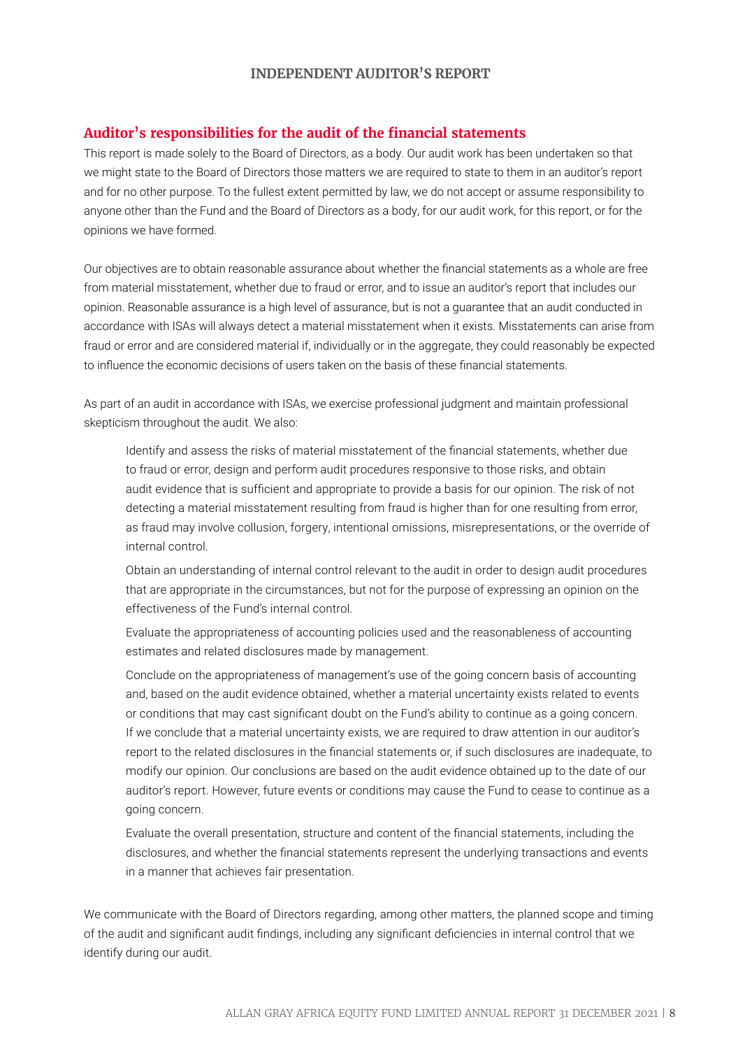# INDEPENDENT AUDITOR'S REPORT

## Auditor's responsibilities for the audit of the financial statements

This report is made solely to the Board of Directors, as a body. Our audit work has been undertaken so that we might state to the Board of Directors those matters we are required to state to them in an auditor's report and for no other purpose. To the fullest extent permitted by law, we do not accept or assume responsibility to anyone other than the Fund and the Board of Directors as a body, for our audit work, for this report, or for the opinions we have formed.

Our objectives are to obtain reasonable assurance about whether the financial statements as a whole are free from material misstatement, whether due to fraud or error, and to issue an auditor's report that includes our opinion. Reasonable assurance is a high level of assurance, but is not a guarantee that an audit conducted in accordance with ISAs will always detect a material misstatement when it exists. Misstatements can arise from fraud or error and are considered material if, individually or in the aggregate, they could reasonably be expected to influence the economic decisions of users taken on the basis of these financial statements.

As part of an audit in accordance with ISAs, we exercise professional judgment and maintain professional skepticism throughout the audit. We also:

- Identify and assess the risks of material misstatement of the financial statements, whether due to fraud or error, design and perform audit procedures responsive to those risks, and obtain audit evidence that is sufficient and appropriate to provide a basis for our opinion. The risk of not detecting a material misstatement resulting from fraud is higher than for one resulting from error, as fraud may involve collusion, forgery, intentional omissions, misrepresentations, or the override of internal control.
- Obtain an understanding of internal control relevant to the audit in order to design audit procedures that are appropriate in the circumstances, but not for the purpose of expressing an opinion on the effectiveness of the Fund's internal control.
- Evaluate the appropriateness of accounting policies used and the reasonableness of accounting estimates and related disclosures made by management.
- Conclude on the appropriateness of management's use of the going concern basis of accounting and, based on the audit evidence obtained, whether a material uncertainty exists related to events or conditions that may cast significant doubt on the Fund's ability to continue as a going concern. If we conclude that a material uncertainty exists, we are required to draw attention in our auditor's report to the related disclosures in the financial statements or, if such disclosures are inadequate, to modify our opinion. Our conclusions are based on the audit evidence obtained up to the date of our auditor's report. However, future events or conditions may cause the Fund to cease to continue as a going concern.
- Evaluate the overall presentation, structure and content of the financial statements, including the disclosures, and whether the financial statements represent the underlying transactions and events in a manner that achieves fair presentation.

We communicate with the Board of Directors regarding, among other matters, the planned scope and timing of the audit and significant audit findings, including any significant deficiencies in internal control that we identify during our audit.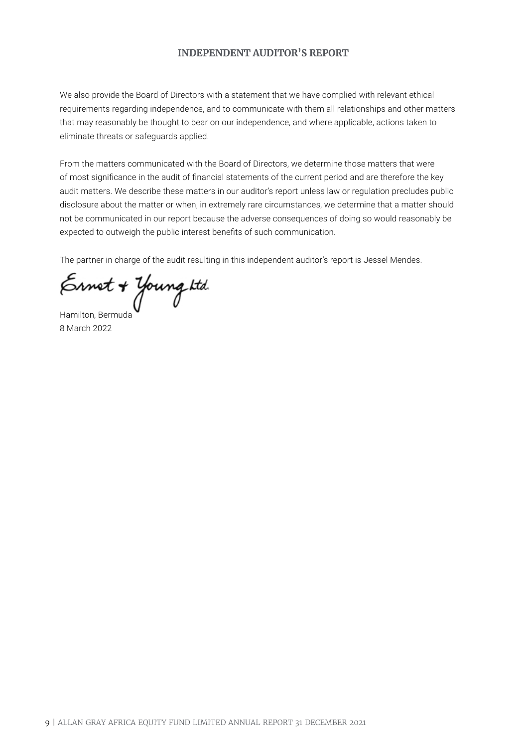# INDEPENDENT AUDITOR'S REPORT

We also provide the Board of Directors with a statement that we have complied with relevant ethical requirements regarding independence, and to communicate with them all relationships and other matters that may reasonably be thought to bear on our independence, and where applicable, actions taken to eliminate threats or safeguards applied.

From the matters communicated with the Board of Directors, we determine those matters that were of most significance in the audit of financial statements of the current period and are therefore the key audit matters. We describe these matters in our auditor's report unless law or regulation precludes public disclosure about the matter or when, in extremely rare circumstances, we determine that a matter should not be communicated in our report because the adverse consequences of doing so would reasonably be expected to outweigh the public interest benefits of such communication.

The partner in charge of the audit resulting in this independent auditor's report is Jessel Mendes.

Ernst & Young Ltd.

Hamilton, Bermuda
8 March 2022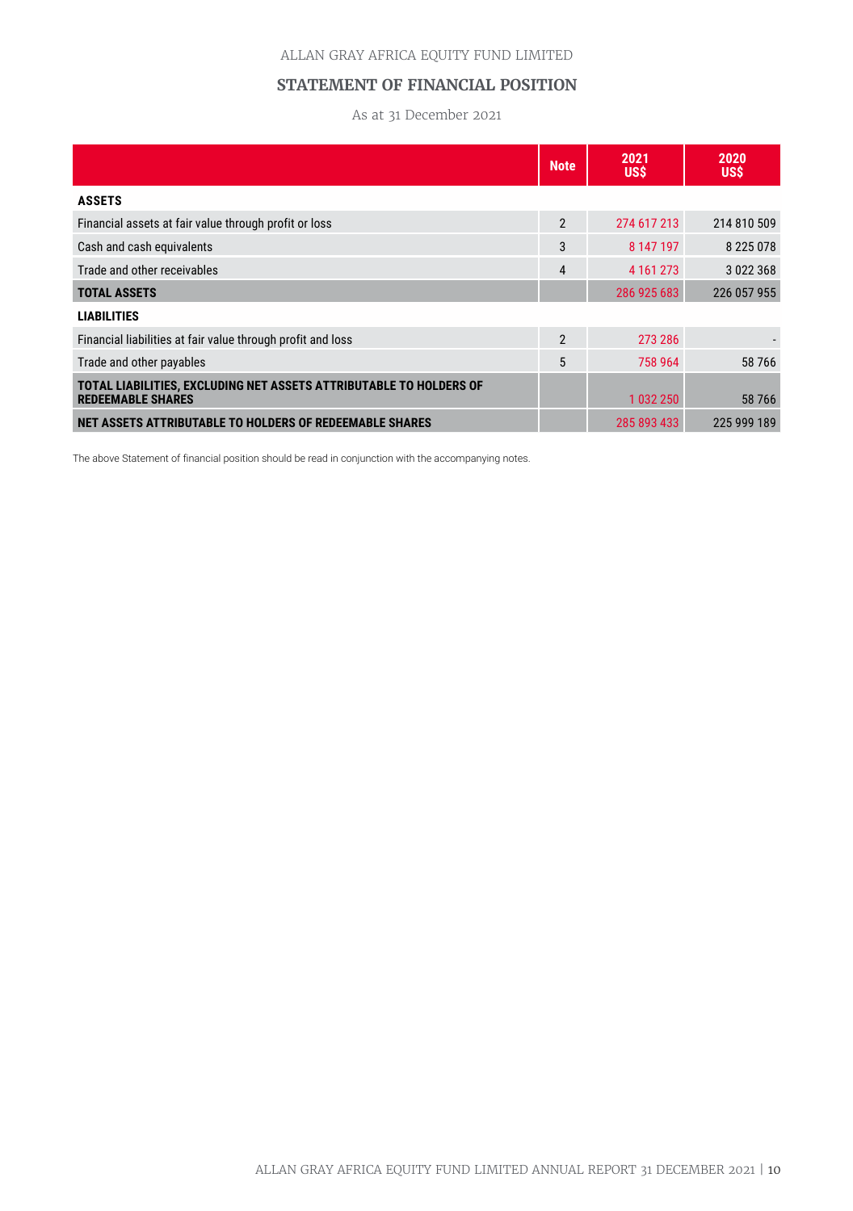ALLAN GRAY AFRICA EQUITY FUND LIMITED

## STATEMENT OF FINANCIAL POSITION

As at 31 December 2021

| | Note | 2021 US$ | 2020 US$ |
|---|---|---|---|
| **ASSETS** | | | |
| Financial assets at fair value through profit or loss | 2 | 274 617 213 | 214 810 509 |
| Cash and cash equivalents | 3 | 8 147 197 | 8 225 078 |
| Trade and other receivables | 4 | 4 161 273 | 3 022 368 |
| **TOTAL ASSETS** | | 286 925 683 | 226 057 955 |
| **LIABILITIES** | | | |
| Financial liabilities at fair value through profit and loss | 2 | 273 286 | - |
| Trade and other payables | 5 | 758 964 | 58 766 |
| **TOTAL LIABILITIES, EXCLUDING NET ASSETS ATTRIBUTABLE TO HOLDERS OF REDEEMABLE SHARES** | | 1 032 250 | 58 766 |
| **NET ASSETS ATTRIBUTABLE TO HOLDERS OF REDEEMABLE SHARES** | | 285 893 433 | 225 999 189 |

The above Statement of financial position should be read in conjunction with the accompanying notes.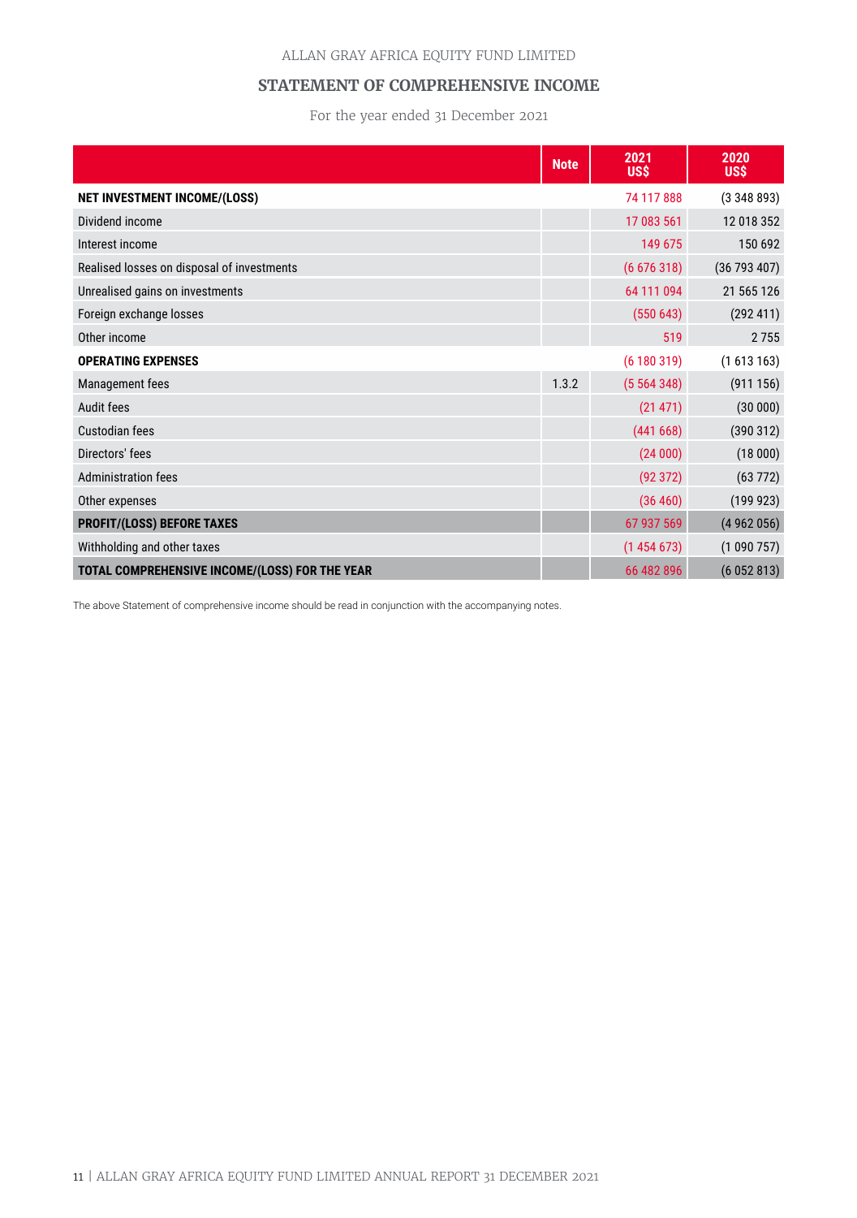ALLAN GRAY AFRICA EQUITY FUND LIMITED

## STATEMENT OF COMPREHENSIVE INCOME

For the year ended 31 December 2021

| | Note | 2021 US$ | 2020 US$ |
|---|---|---|---|
| **NET INVESTMENT INCOME/(LOSS)** | | 74 117 888 | (3 348 893) |
| Dividend income | | 17 083 561 | 12 018 352 |
| Interest income | | 149 675 | 150 692 |
| Realised losses on disposal of investments | | (6 676 318) | (36 793 407) |
| Unrealised gains on investments | | 64 111 094 | 21 565 126 |
| Foreign exchange losses | | (550 643) | (292 411) |
| Other income | | 519 | 2 755 |
| **OPERATING EXPENSES** | | (6 180 319) | (1 613 163) |
| Management fees | 1.3.2 | (5 564 348) | (911 156) |
| Audit fees | | (21 471) | (30 000) |
| Custodian fees | | (441 668) | (390 312) |
| Directors' fees | | (24 000) | (18 000) |
| Administration fees | | (92 372) | (63 772) |
| Other expenses | | (36 460) | (199 923) |
| **PROFIT/(LOSS) BEFORE TAXES** | | 67 937 569 | (4 962 056) |
| Withholding and other taxes | | (1 454 673) | (1 090 757) |
| **TOTAL COMPREHENSIVE INCOME/(LOSS) FOR THE YEAR** | | 66 482 896 | (6 052 813) |

The above Statement of comprehensive income should be read in conjunction with the accompanying notes.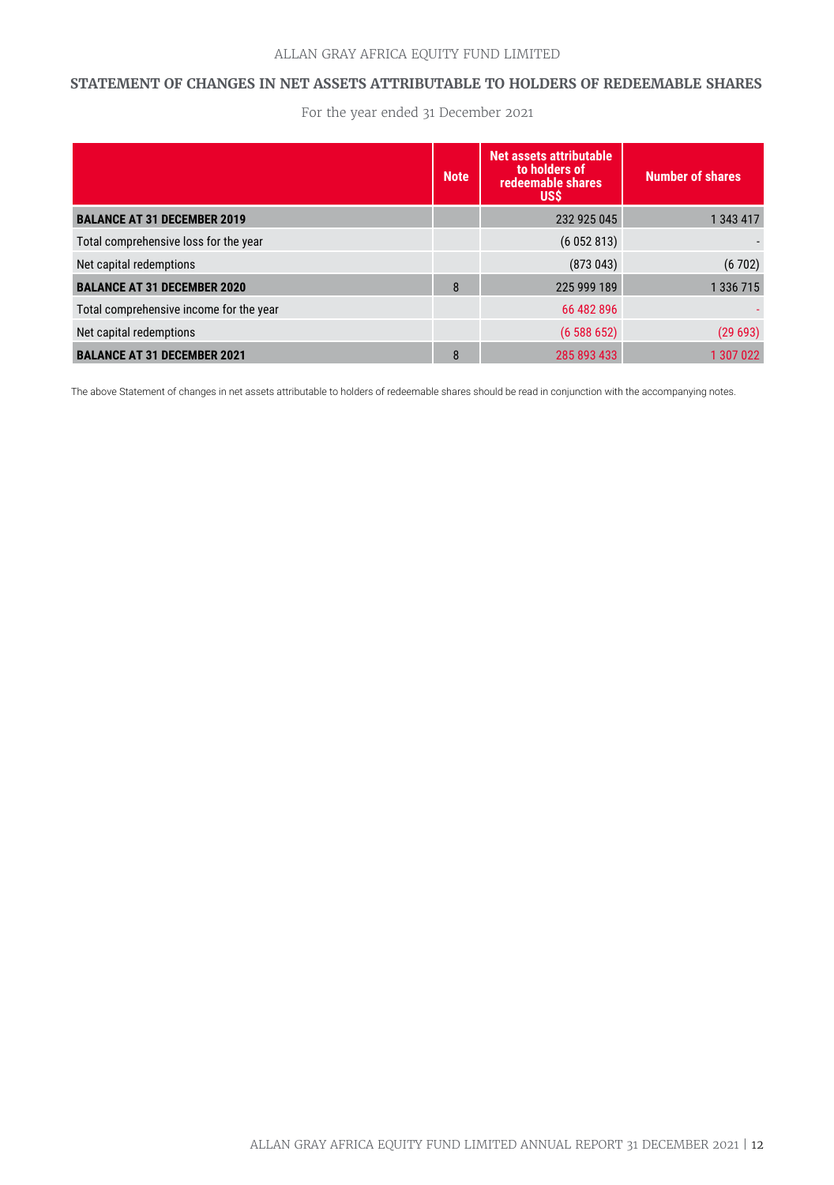## STATEMENT OF CHANGES IN NET ASSETS ATTRIBUTABLE TO HOLDERS OF REDEEMABLE SHARES

For the year ended 31 December 2021

| | Note | Net assets attributable to holders of redeemable shares US$ | Number of shares |
|---|---|---|---|
| **BALANCE AT 31 DECEMBER 2019** | | 232 925 045 | 1 343 417 |
| Total comprehensive loss for the year | | (6 052 813) | - |
| Net capital redemptions | | (873 043) | (6 702) |
| **BALANCE AT 31 DECEMBER 2020** | 8 | 225 999 189 | 1 336 715 |
| Total comprehensive income for the year | | 66 482 896 | - |
| Net capital redemptions | | (6 588 652) | (29 693) |
| **BALANCE AT 31 DECEMBER 2021** | 8 | 285 893 433 | 1 307 022 |

The above Statement of changes in net assets attributable to holders of redeemable shares should be read in conjunction with the accompanying notes.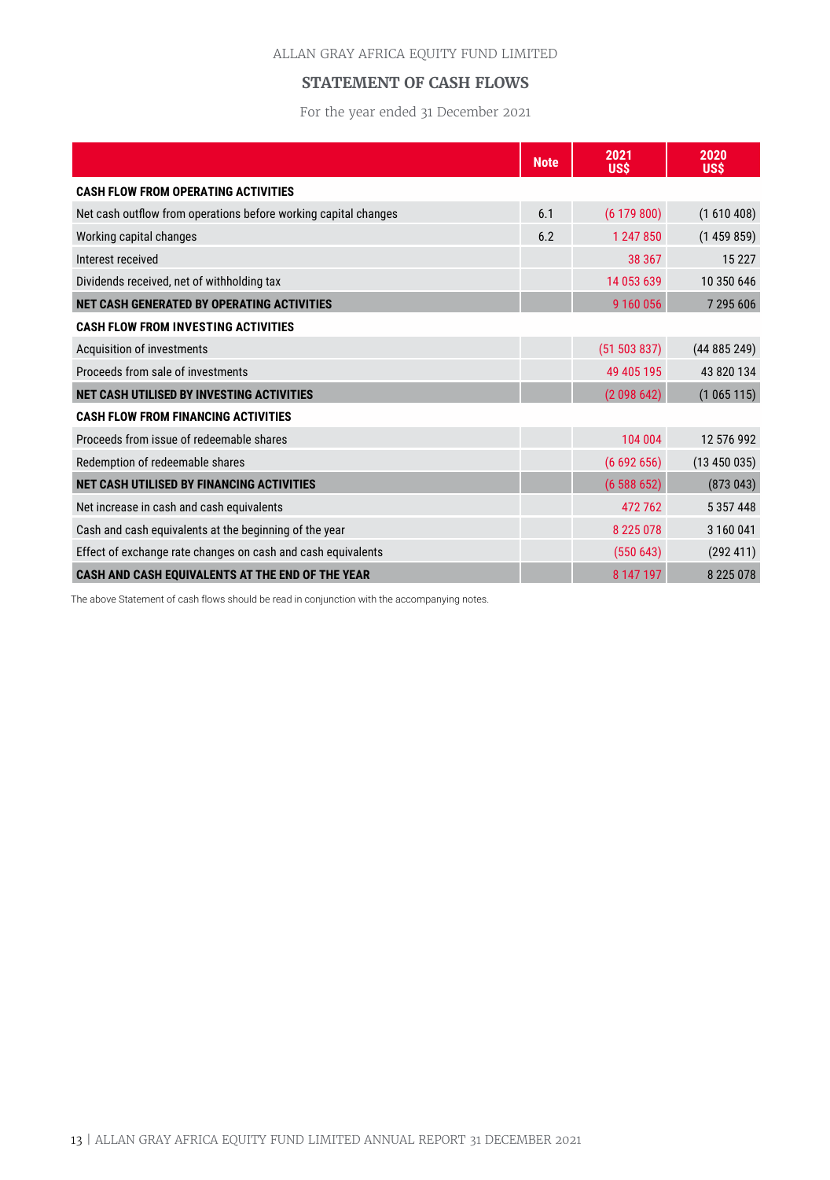ALLAN GRAY AFRICA EQUITY FUND LIMITED

## STATEMENT OF CASH FLOWS

For the year ended 31 December 2021

| | Note | 2021 US$ | 2020 US$ |
|---|---|---|---|
| **CASH FLOW FROM OPERATING ACTIVITIES** | | | |
| Net cash outflow from operations before working capital changes | 6.1 | (6 179 800) | (1 610 408) |
| Working capital changes | 6.2 | 1 247 850 | (1 459 859) |
| Interest received | | 38 367 | 15 227 |
| Dividends received, net of withholding tax | | 14 053 639 | 10 350 646 |
| **NET CASH GENERATED BY OPERATING ACTIVITIES** | | 9 160 056 | 7 295 606 |
| **CASH FLOW FROM INVESTING ACTIVITIES** | | | |
| Acquisition of investments | | (51 503 837) | (44 885 249) |
| Proceeds from sale of investments | | 49 405 195 | 43 820 134 |
| **NET CASH UTILISED BY INVESTING ACTIVITIES** | | (2 098 642) | (1 065 115) |
| **CASH FLOW FROM FINANCING ACTIVITIES** | | | |
| Proceeds from issue of redeemable shares | | 104 004 | 12 576 992 |
| Redemption of redeemable shares | | (6 692 656) | (13 450 035) |
| **NET CASH UTILISED BY FINANCING ACTIVITIES** | | (6 588 652) | (873 043) |
| Net increase in cash and cash equivalents | | 472 762 | 5 357 448 |
| Cash and cash equivalents at the beginning of the year | | 8 225 078 | 3 160 041 |
| Effect of exchange rate changes on cash and cash equivalents | | (550 643) | (292 411) |
| **CASH AND CASH EQUIVALENTS AT THE END OF THE YEAR** | | 8 147 197 | 8 225 078 |

The above Statement of cash flows should be read in conjunction with the accompanying notes.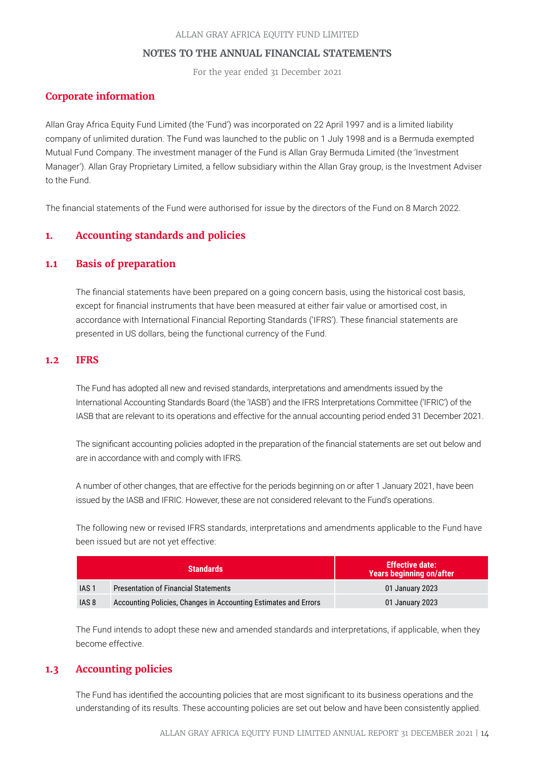# NOTES TO THE ANNUAL FINANCIAL STATEMENTS

For the year ended 31 December 2021

## Corporate information

Allan Gray Africa Equity Fund Limited (the 'Fund') was incorporated on 22 April 1997 and is a limited liability company of unlimited duration. The Fund was launched to the public on 1 July 1998 and is a Bermuda exempted Mutual Fund Company. The investment manager of the Fund is Allan Gray Bermuda Limited (the 'Investment Manager'). Allan Gray Proprietary Limited, a fellow subsidiary within the Allan Gray group, is the Investment Adviser to the Fund.

The financial statements of the Fund were authorised for issue by the directors of the Fund on 8 March 2022.

## 1. Accounting standards and policies

### 1.1 Basis of preparation

The financial statements have been prepared on a going concern basis, using the historical cost basis, except for financial instruments that have been measured at either fair value or amortised cost, in accordance with International Financial Reporting Standards ('IFRS'). These financial statements are presented in US dollars, being the functional currency of the Fund.

### 1.2 IFRS

The Fund has adopted all new and revised standards, interpretations and amendments issued by the International Accounting Standards Board (the 'IASB') and the IFRS Interpretations Committee ('IFRIC') of the IASB that are relevant to its operations and effective for the annual accounting period ended 31 December 2021.

The significant accounting policies adopted in the preparation of the financial statements are set out below and are in accordance with and comply with IFRS.

A number of other changes, that are effective for the periods beginning on or after 1 January 2021, have been issued by the IASB and IFRIC. However, these are not considered relevant to the Fund's operations.

The following new or revised IFRS standards, interpretations and amendments applicable to the Fund have been issued but are not yet effective:

| Standards | | Effective date: Years beginning on/after |
|---|---|---|
| IAS 1 | Presentation of Financial Statements | 01 January 2023 |
| IAS 8 | Accounting Policies, Changes in Accounting Estimates and Errors | 01 January 2023 |

The Fund intends to adopt these new and amended standards and interpretations, if applicable, when they become effective.

### 1.3 Accounting policies

The Fund has identified the accounting policies that are most significant to its business operations and the understanding of its results. These accounting policies are set out below and have been consistently applied.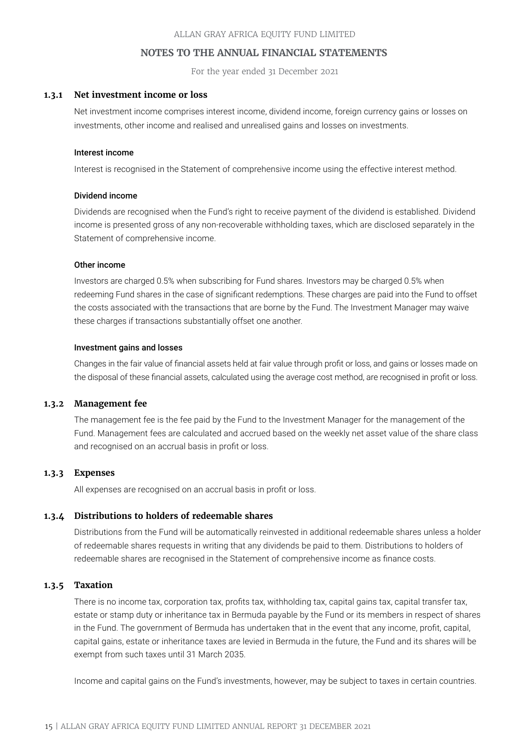### 1.3.1 Net investment income or loss

Net investment income comprises interest income, dividend income, foreign currency gains or losses on investments, other income and realised and unrealised gains and losses on investments.

#### Interest income

Interest is recognised in the Statement of comprehensive income using the effective interest method.

#### Dividend income

Dividends are recognised when the Fund's right to receive payment of the dividend is established. Dividend income is presented gross of any non-recoverable withholding taxes, which are disclosed separately in the Statement of comprehensive income.

#### Other income

Investors are charged 0.5% when subscribing for Fund shares. Investors may be charged 0.5% when redeeming Fund shares in the case of significant redemptions. These charges are paid into the Fund to offset the costs associated with the transactions that are borne by the Fund. The Investment Manager may waive these charges if transactions substantially offset one another.

#### Investment gains and losses

Changes in the fair value of financial assets held at fair value through profit or loss, and gains or losses made on the disposal of these financial assets, calculated using the average cost method, are recognised in profit or loss.

### 1.3.2 Management fee

The management fee is the fee paid by the Fund to the Investment Manager for the management of the Fund. Management fees are calculated and accrued based on the weekly net asset value of the share class and recognised on an accrual basis in profit or loss.

### 1.3.3 Expenses

All expenses are recognised on an accrual basis in profit or loss.

### 1.3.4 Distributions to holders of redeemable shares

Distributions from the Fund will be automatically reinvested in additional redeemable shares unless a holder of redeemable shares requests in writing that any dividends be paid to them. Distributions to holders of redeemable shares are recognised in the Statement of comprehensive income as finance costs.

### 1.3.5 Taxation

There is no income tax, corporation tax, profits tax, withholding tax, capital gains tax, capital transfer tax, estate or stamp duty or inheritance tax in Bermuda payable by the Fund or its members in respect of shares in the Fund. The government of Bermuda has undertaken that in the event that any income, profit, capital, capital gains, estate or inheritance taxes are levied in Bermuda in the future, the Fund and its shares will be exempt from such taxes until 31 March 2035.

Income and capital gains on the Fund's investments, however, may be subject to taxes in certain countries.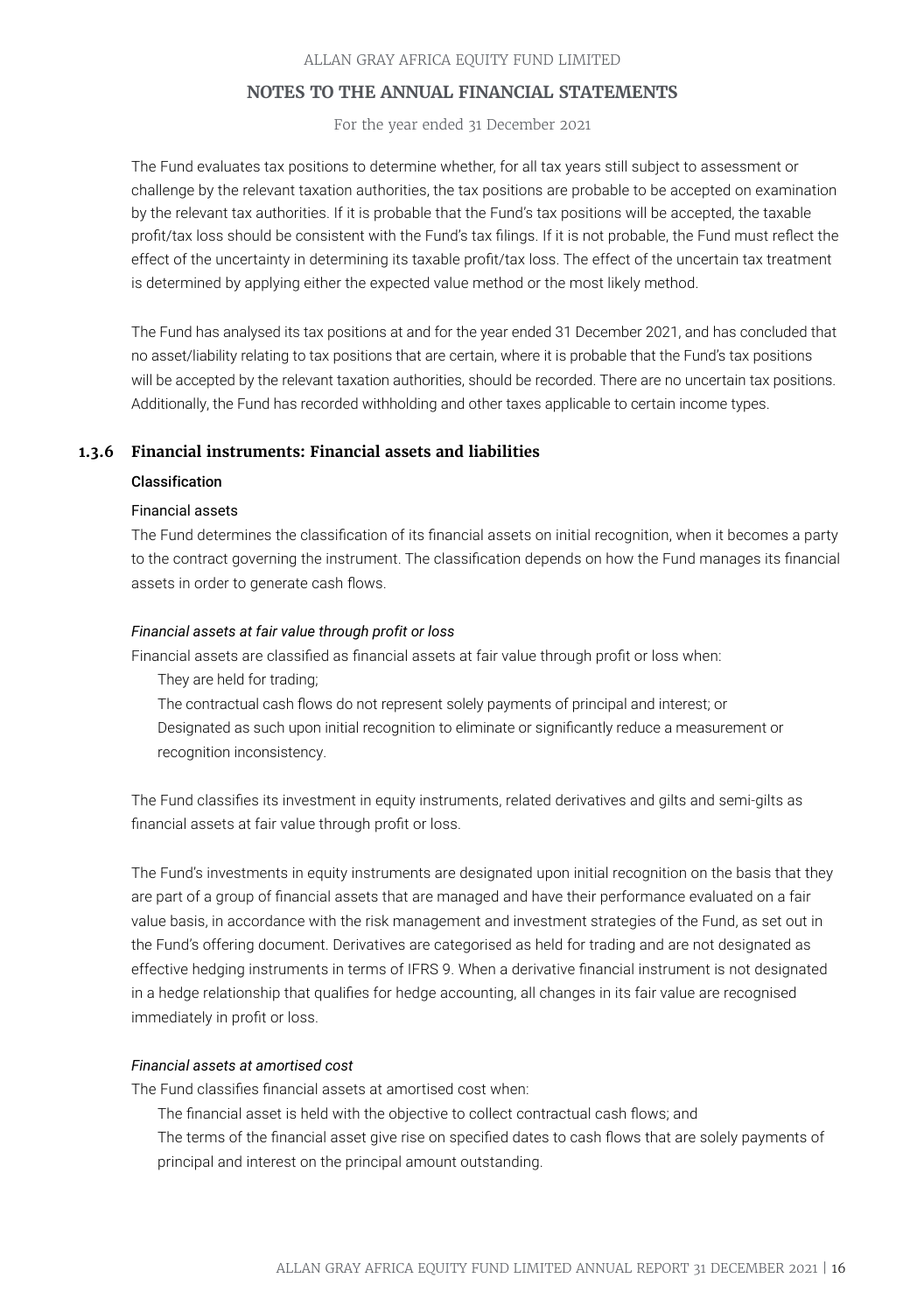The Fund evaluates tax positions to determine whether, for all tax years still subject to assessment or challenge by the relevant taxation authorities, the tax positions are probable to be accepted on examination by the relevant tax authorities. If it is probable that the Fund's tax positions will be accepted, the taxable profit/tax loss should be consistent with the Fund's tax filings. If it is not probable, the Fund must reflect the effect of the uncertainty in determining its taxable profit/tax loss. The effect of the uncertain tax treatment is determined by applying either the expected value method or the most likely method.

The Fund has analysed its tax positions at and for the year ended 31 December 2021, and has concluded that no asset/liability relating to tax positions that are certain, where it is probable that the Fund's tax positions will be accepted by the relevant taxation authorities, should be recorded. There are no uncertain tax positions. Additionally, the Fund has recorded withholding and other taxes applicable to certain income types.

### 1.3.6 Financial instruments: Financial assets and liabilities

#### Classification

Financial assets

The Fund determines the classification of its financial assets on initial recognition, when it becomes a party to the contract governing the instrument. The classification depends on how the Fund manages its financial assets in order to generate cash flows.

*Financial assets at fair value through profit or loss*

Financial assets are classified as financial assets at fair value through profit or loss when:

- They are held for trading;
- The contractual cash flows do not represent solely payments of principal and interest; or
- Designated as such upon initial recognition to eliminate or significantly reduce a measurement or recognition inconsistency.

The Fund classifies its investment in equity instruments, related derivatives and gilts and semi-gilts as financial assets at fair value through profit or loss.

The Fund's investments in equity instruments are designated upon initial recognition on the basis that they are part of a group of financial assets that are managed and have their performance evaluated on a fair value basis, in accordance with the risk management and investment strategies of the Fund, as set out in the Fund's offering document. Derivatives are categorised as held for trading and are not designated as effective hedging instruments in terms of IFRS 9. When a derivative financial instrument is not designated in a hedge relationship that qualifies for hedge accounting, all changes in its fair value are recognised immediately in profit or loss.

*Financial assets at amortised cost*

The Fund classifies financial assets at amortised cost when:

- The financial asset is held with the objective to collect contractual cash flows; and
- The terms of the financial asset give rise on specified dates to cash flows that are solely payments of principal and interest on the principal amount outstanding.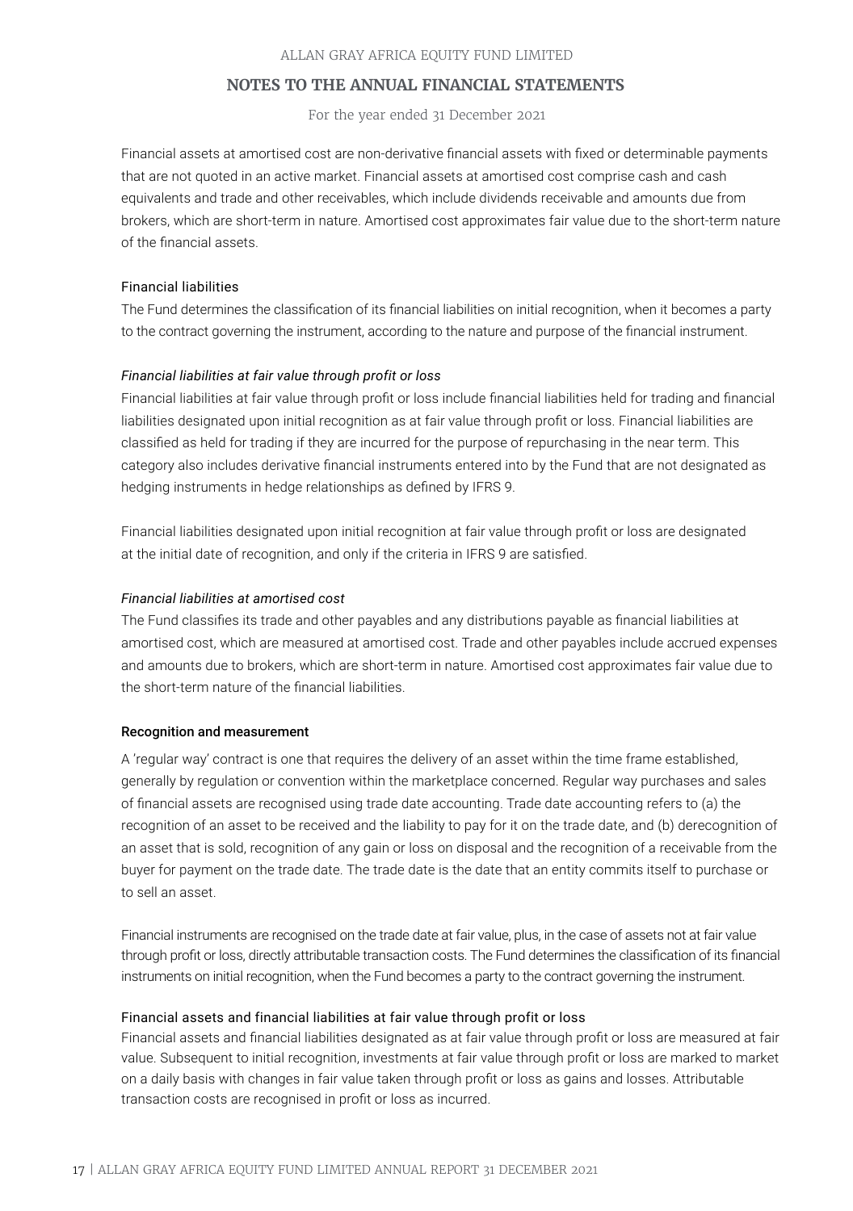Financial assets at amortised cost are non-derivative financial assets with fixed or determinable payments that are not quoted in an active market. Financial assets at amortised cost comprise cash and cash equivalents and trade and other receivables, which include dividends receivable and amounts due from brokers, which are short-term in nature. Amortised cost approximates fair value due to the short-term nature of the financial assets.

Financial liabilities

The Fund determines the classification of its financial liabilities on initial recognition, when it becomes a party to the contract governing the instrument, according to the nature and purpose of the financial instrument.

*Financial liabilities at fair value through profit or loss*

Financial liabilities at fair value through profit or loss include financial liabilities held for trading and financial liabilities designated upon initial recognition as at fair value through profit or loss. Financial liabilities are classified as held for trading if they are incurred for the purpose of repurchasing in the near term. This category also includes derivative financial instruments entered into by the Fund that are not designated as hedging instruments in hedge relationships as defined by IFRS 9.

Financial liabilities designated upon initial recognition at fair value through profit or loss are designated at the initial date of recognition, and only if the criteria in IFRS 9 are satisfied.

*Financial liabilities at amortised cost*

The Fund classifies its trade and other payables and any distributions payable as financial liabilities at amortised cost, which are measured at amortised cost. Trade and other payables include accrued expenses and amounts due to brokers, which are short-term in nature. Amortised cost approximates fair value due to the short-term nature of the financial liabilities.

**Recognition and measurement**

A 'regular way' contract is one that requires the delivery of an asset within the time frame established, generally by regulation or convention within the marketplace concerned. Regular way purchases and sales of financial assets are recognised using trade date accounting. Trade date accounting refers to (a) the recognition of an asset to be received and the liability to pay for it on the trade date, and (b) derecognition of an asset that is sold, recognition of any gain or loss on disposal and the recognition of a receivable from the buyer for payment on the trade date. The trade date is the date that an entity commits itself to purchase or to sell an asset.

Financial instruments are recognised on the trade date at fair value, plus, in the case of assets not at fair value through profit or loss, directly attributable transaction costs. The Fund determines the classification of its financial instruments on initial recognition, when the Fund becomes a party to the contract governing the instrument.

Financial assets and financial liabilities at fair value through profit or loss

Financial assets and financial liabilities designated as at fair value through profit or loss are measured at fair value. Subsequent to initial recognition, investments at fair value through profit or loss are marked to market on a daily basis with changes in fair value taken through profit or loss as gains and losses. Attributable transaction costs are recognised in profit or loss as incurred.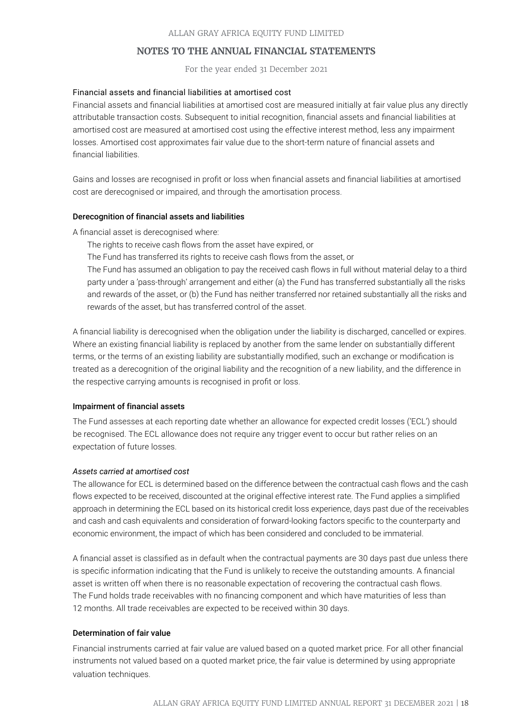#### Financial assets and financial liabilities at amortised cost

Financial assets and financial liabilities at amortised cost are measured initially at fair value plus any directly attributable transaction costs. Subsequent to initial recognition, financial assets and financial liabilities at amortised cost are measured at amortised cost using the effective interest method, less any impairment losses. Amortised cost approximates fair value due to the short-term nature of financial assets and financial liabilities.

Gains and losses are recognised in profit or loss when financial assets and financial liabilities at amortised cost are derecognised or impaired, and through the amortisation process.

#### Derecognition of financial assets and liabilities

A financial asset is derecognised where:

- The rights to receive cash flows from the asset have expired, or
- The Fund has transferred its rights to receive cash flows from the asset, or
- The Fund has assumed an obligation to pay the received cash flows in full without material delay to a third party under a 'pass-through' arrangement and either (a) the Fund has transferred substantially all the risks and rewards of the asset, or (b) the Fund has neither transferred nor retained substantially all the risks and rewards of the asset, but has transferred control of the asset.

A financial liability is derecognised when the obligation under the liability is discharged, cancelled or expires. Where an existing financial liability is replaced by another from the same lender on substantially different terms, or the terms of an existing liability are substantially modified, such an exchange or modification is treated as a derecognition of the original liability and the recognition of a new liability, and the difference in the respective carrying amounts is recognised in profit or loss.

#### Impairment of financial assets

The Fund assesses at each reporting date whether an allowance for expected credit losses ('ECL') should be recognised. The ECL allowance does not require any trigger event to occur but rather relies on an expectation of future losses.

*Assets carried at amortised cost*

The allowance for ECL is determined based on the difference between the contractual cash flows and the cash flows expected to be received, discounted at the original effective interest rate. The Fund applies a simplified approach in determining the ECL based on its historical credit loss experience, days past due of the receivables and cash and cash equivalents and consideration of forward-looking factors specific to the counterparty and economic environment, the impact of which has been considered and concluded to be immaterial.

A financial asset is classified as in default when the contractual payments are 30 days past due unless there is specific information indicating that the Fund is unlikely to receive the outstanding amounts. A financial asset is written off when there is no reasonable expectation of recovering the contractual cash flows. The Fund holds trade receivables with no financing component and which have maturities of less than 12 months. All trade receivables are expected to be received within 30 days.

#### Determination of fair value

Financial instruments carried at fair value are valued based on a quoted market price. For all other financial instruments not valued based on a quoted market price, the fair value is determined by using appropriate valuation techniques.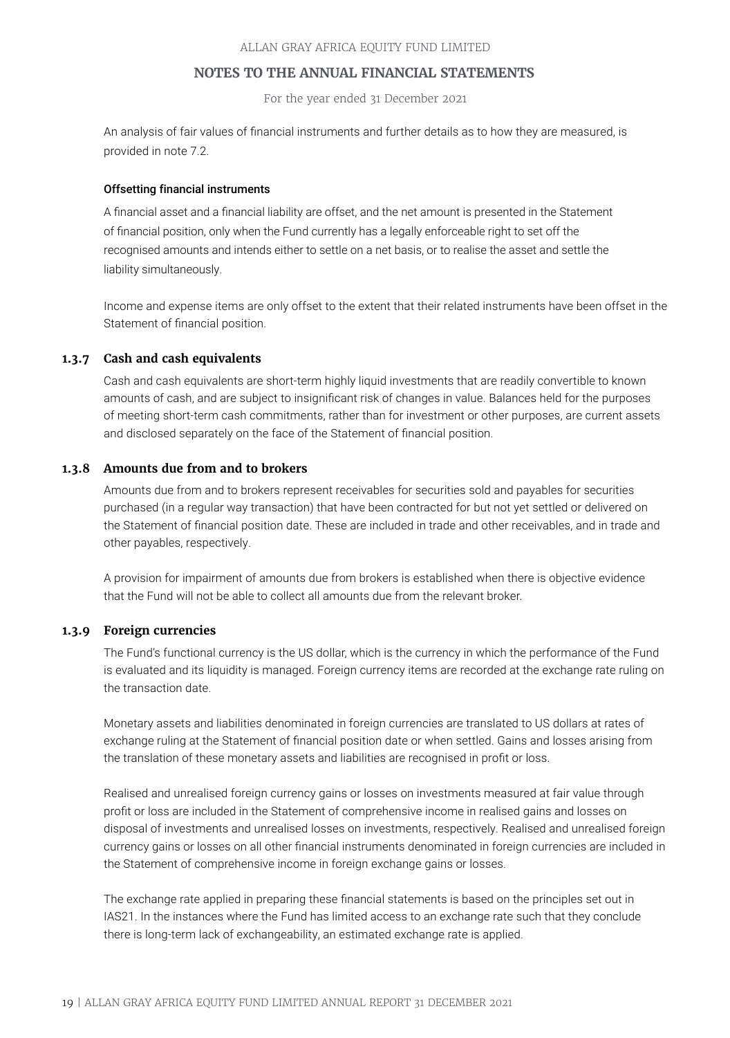An analysis of fair values of financial instruments and further details as to how they are measured, is provided in note 7.2.

#### Offsetting financial instruments

A financial asset and a financial liability are offset, and the net amount is presented in the Statement of financial position, only when the Fund currently has a legally enforceable right to set off the recognised amounts and intends either to settle on a net basis, or to realise the asset and settle the liability simultaneously.

Income and expense items are only offset to the extent that their related instruments have been offset in the Statement of financial position.

### 1.3.7 Cash and cash equivalents

Cash and cash equivalents are short-term highly liquid investments that are readily convertible to known amounts of cash, and are subject to insignificant risk of changes in value. Balances held for the purposes of meeting short-term cash commitments, rather than for investment or other purposes, are current assets and disclosed separately on the face of the Statement of financial position.

### 1.3.8 Amounts due from and to brokers

Amounts due from and to brokers represent receivables for securities sold and payables for securities purchased (in a regular way transaction) that have been contracted for but not yet settled or delivered on the Statement of financial position date. These are included in trade and other receivables, and in trade and other payables, respectively.

A provision for impairment of amounts due from brokers is established when there is objective evidence that the Fund will not be able to collect all amounts due from the relevant broker.

### 1.3.9 Foreign currencies

The Fund's functional currency is the US dollar, which is the currency in which the performance of the Fund is evaluated and its liquidity is managed. Foreign currency items are recorded at the exchange rate ruling on the transaction date.

Monetary assets and liabilities denominated in foreign currencies are translated to US dollars at rates of exchange ruling at the Statement of financial position date or when settled. Gains and losses arising from the translation of these monetary assets and liabilities are recognised in profit or loss.

Realised and unrealised foreign currency gains or losses on investments measured at fair value through profit or loss are included in the Statement of comprehensive income in realised gains and losses on disposal of investments and unrealised losses on investments, respectively. Realised and unrealised foreign currency gains or losses on all other financial instruments denominated in foreign currencies are included in the Statement of comprehensive income in foreign exchange gains or losses.

The exchange rate applied in preparing these financial statements is based on the principles set out in IAS21. In the instances where the Fund has limited access to an exchange rate such that they conclude there is long-term lack of exchangeability, an estimated exchange rate is applied.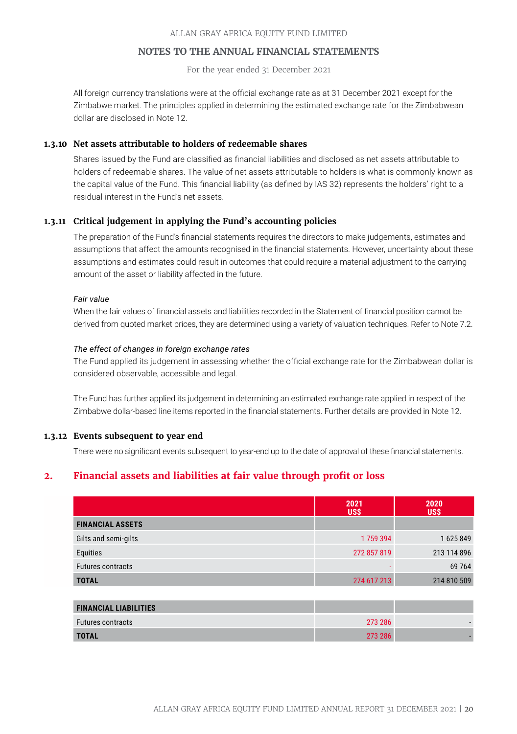All foreign currency translations were at the official exchange rate as at 31 December 2021 except for the Zimbabwe market. The principles applied in determining the estimated exchange rate for the Zimbabwean dollar are disclosed in Note 12.

### 1.3.10 Net assets attributable to holders of redeemable shares

Shares issued by the Fund are classified as financial liabilities and disclosed as net assets attributable to holders of redeemable shares. The value of net assets attributable to holders is what is commonly known as the capital value of the Fund. This financial liability (as defined by IAS 32) represents the holders' right to a residual interest in the Fund's net assets.

### 1.3.11 Critical judgement in applying the Fund's accounting policies

The preparation of the Fund's financial statements requires the directors to make judgements, estimates and assumptions that affect the amounts recognised in the financial statements. However, uncertainty about these assumptions and estimates could result in outcomes that could require a material adjustment to the carrying amount of the asset or liability affected in the future.

*Fair value*

When the fair values of financial assets and liabilities recorded in the Statement of financial position cannot be derived from quoted market prices, they are determined using a variety of valuation techniques. Refer to Note 7.2.

*The effect of changes in foreign exchange rates*

The Fund applied its judgement in assessing whether the official exchange rate for the Zimbabwean dollar is considered observable, accessible and legal.

The Fund has further applied its judgement in determining an estimated exchange rate applied in respect of the Zimbabwe dollar-based line items reported in the financial statements. Further details are provided in Note 12.

### 1.3.12 Events subsequent to year end

There were no significant events subsequent to year-end up to the date of approval of these financial statements.

## 2. Financial assets and liabilities at fair value through profit or loss

| | 2021 US$ | 2020 US$ |
|---|---|---|
| **FINANCIAL ASSETS** | | |
| Gilts and semi-gilts | 1 759 394 | 1 625 849 |
| Equities | 272 857 819 | 213 114 896 |
| Futures contracts | - | 69 764 |
| **TOTAL** | 274 617 213 | 214 810 509 |
| | | |
| **FINANCIAL LIABILITIES** | | |
| Futures contracts | 273 286 | - |
| **TOTAL** | 273 286 | - |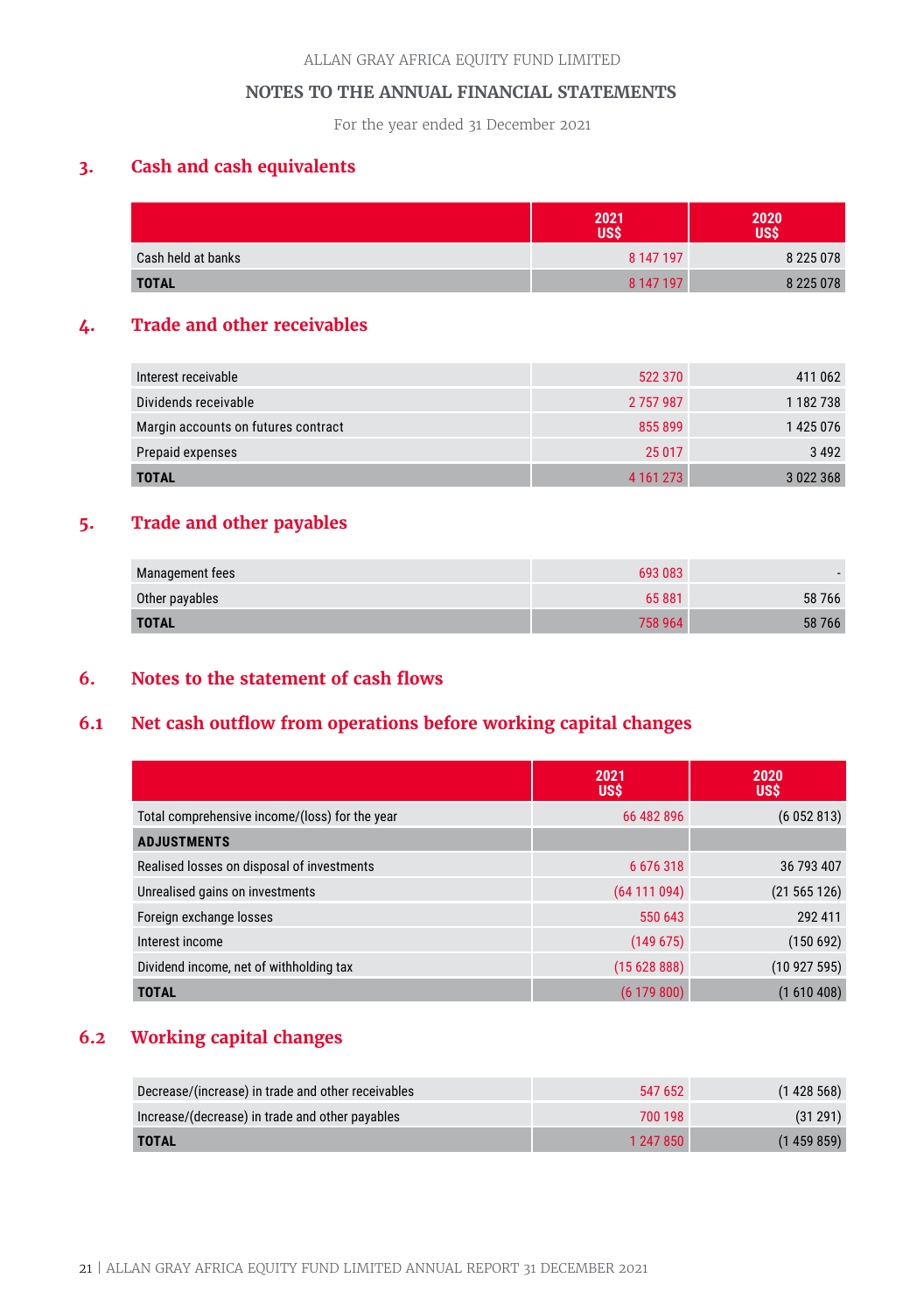ALLAN GRAY AFRICA EQUITY FUND LIMITED

**NOTES TO THE ANNUAL FINANCIAL STATEMENTS**

For the year ended 31 December 2021

## 3. Cash and cash equivalents

| | 2021 US$ | 2020 US$ |
|---|---|---|
| Cash held at banks | 8 147 197 | 8 225 078 |
| **TOTAL** | 8 147 197 | 8 225 078 |

## 4. Trade and other receivables

| | 2021 US$ | 2020 US$ |
|---|---|---|
| Interest receivable | 522 370 | 411 062 |
| Dividends receivable | 2 757 987 | 1 182 738 |
| Margin accounts on futures contract | 855 899 | 1 425 076 |
| Prepaid expenses | 25 017 | 3 492 |
| **TOTAL** | 4 161 273 | 3 022 368 |

## 5. Trade and other payables

| | 2021 US$ | 2020 US$ |
|---|---|---|
| Management fees | 693 083 | - |
| Other payables | 65 881 | 58 766 |
| **TOTAL** | 758 964 | 58 766 |

## 6. Notes to the statement of cash flows

### 6.1 Net cash outflow from operations before working capital changes

| | 2021 US$ | 2020 US$ |
|---|---|---|
| Total comprehensive income/(loss) for the year | 66 482 896 | (6 052 813) |
| **ADJUSTMENTS** | | |
| Realised losses on disposal of investments | 6 676 318 | 36 793 407 |
| Unrealised gains on investments | (64 111 094) | (21 565 126) |
| Foreign exchange losses | 550 643 | 292 411 |
| Interest income | (149 675) | (150 692) |
| Dividend income, net of withholding tax | (15 628 888) | (10 927 595) |
| **TOTAL** | (6 179 800) | (1 610 408) |

### 6.2 Working capital changes

| | 2021 US$ | 2020 US$ |
|---|---|---|
| Decrease/(increase) in trade and other receivables | 547 652 | (1 428 568) |
| Increase/(decrease) in trade and other payables | 700 198 | (31 291) |
| **TOTAL** | 1 247 850 | (1 459 859) |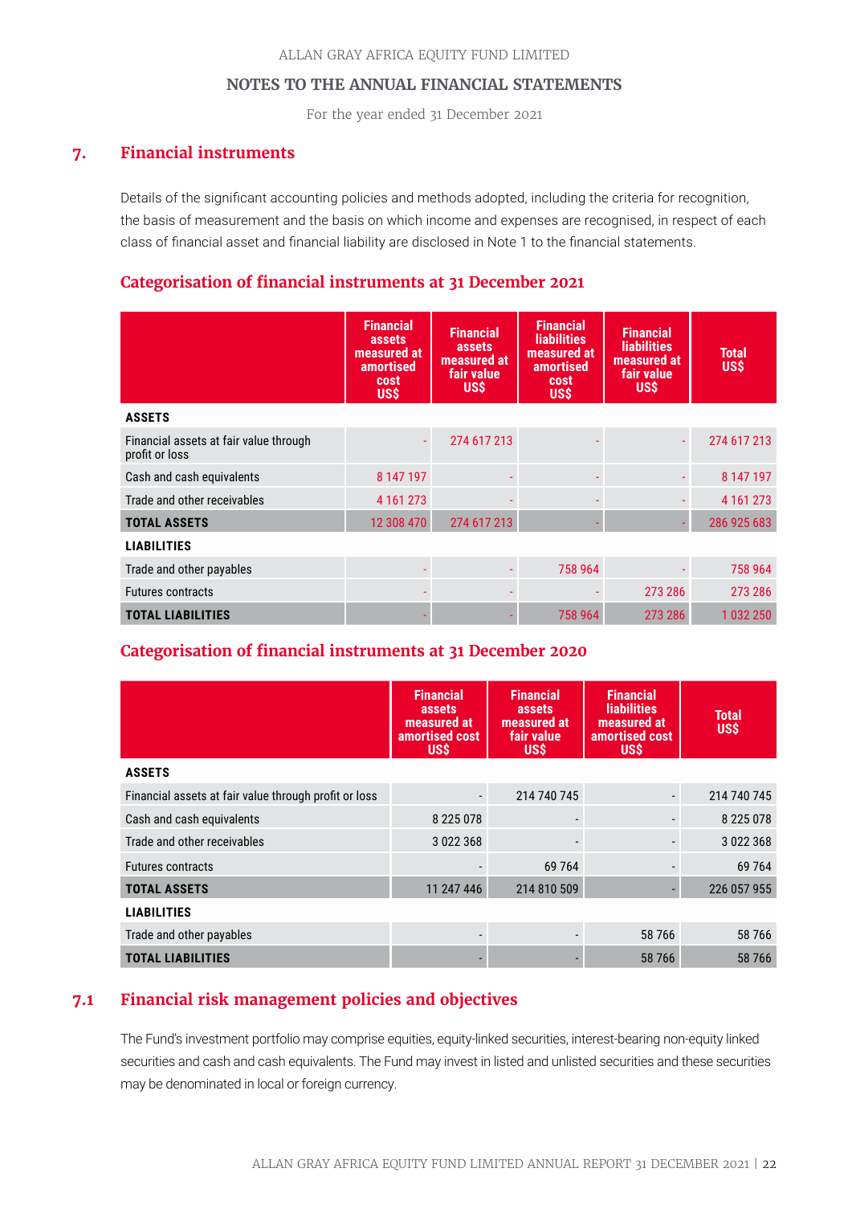## 7. Financial instruments

Details of the significant accounting policies and methods adopted, including the criteria for recognition, the basis of measurement and the basis on which income and expenses are recognised, in respect of each class of financial asset and financial liability are disclosed in Note 1 to the financial statements.

### Categorisation of financial instruments at 31 December 2021

| | Financial assets measured at amortised cost US$ | Financial assets measured at fair value US$ | Financial liabilities measured at amortised cost US$ | Financial liabilities measured at fair value US$ | Total US$ |
|---|---|---|---|---|---|
| **ASSETS** | | | | | |
| Financial assets at fair value through profit or loss | - | 274 617 213 | - | - | 274 617 213 |
| Cash and cash equivalents | 8 147 197 | - | - | - | 8 147 197 |
| Trade and other receivables | 4 161 273 | - | - | - | 4 161 273 |
| **TOTAL ASSETS** | 12 308 470 | 274 617 213 | - | - | 286 925 683 |
| **LIABILITIES** | | | | | |
| Trade and other payables | - | - | 758 964 | - | 758 964 |
| Futures contracts | - | - | - | 273 286 | 273 286 |
| **TOTAL LIABILITIES** | - | - | 758 964 | 273 286 | 1 032 250 |

### Categorisation of financial instruments at 31 December 2020

| | Financial assets measured at amortised cost US$ | Financial assets measured at fair value US$ | Financial liabilities measured at amortised cost US$ | Total US$ |
|---|---|---|---|---|
| **ASSETS** | | | | |
| Financial assets at fair value through profit or loss | - | 214 740 745 | - | 214 740 745 |
| Cash and cash equivalents | 8 225 078 | - | - | 8 225 078 |
| Trade and other receivables | 3 022 368 | - | - | 3 022 368 |
| Futures contracts | - | 69 764 | - | 69 764 |
| **TOTAL ASSETS** | 11 247 446 | 214 810 509 | - | 226 057 955 |
| **LIABILITIES** | | | | |
| Trade and other payables | - | - | 58 766 | 58 766 |
| **TOTAL LIABILITIES** | - | - | 58 766 | 58 766 |

## 7.1 Financial risk management policies and objectives

The Fund's investment portfolio may comprise equities, equity-linked securities, interest-bearing non-equity linked securities and cash and cash equivalents. The Fund may invest in listed and unlisted securities and these securities may be denominated in local or foreign currency.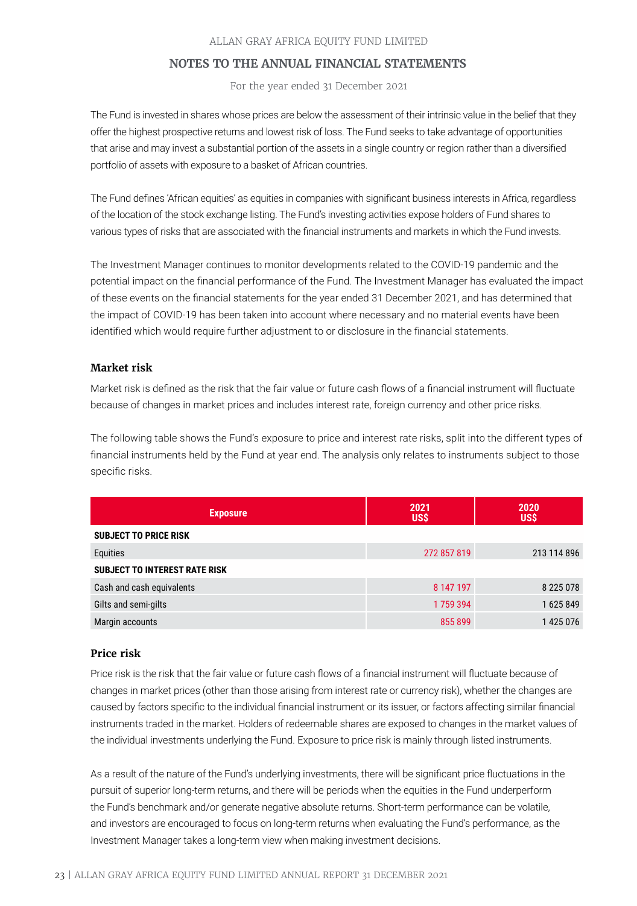The Fund is invested in shares whose prices are below the assessment of their intrinsic value in the belief that they offer the highest prospective returns and lowest risk of loss. The Fund seeks to take advantage of opportunities that arise and may invest a substantial portion of the assets in a single country or region rather than a diversified portfolio of assets with exposure to a basket of African countries.

The Fund defines 'African equities' as equities in companies with significant business interests in Africa, regardless of the location of the stock exchange listing. The Fund's investing activities expose holders of Fund shares to various types of risks that are associated with the financial instruments and markets in which the Fund invests.

The Investment Manager continues to monitor developments related to the COVID-19 pandemic and the potential impact on the financial performance of the Fund. The Investment Manager has evaluated the impact of these events on the financial statements for the year ended 31 December 2021, and has determined that the impact of COVID-19 has been taken into account where necessary and no material events have been identified which would require further adjustment to or disclosure in the financial statements.

### Market risk

Market risk is defined as the risk that the fair value or future cash flows of a financial instrument will fluctuate because of changes in market prices and includes interest rate, foreign currency and other price risks.

The following table shows the Fund's exposure to price and interest rate risks, split into the different types of financial instruments held by the Fund at year end. The analysis only relates to instruments subject to those specific risks.

| Exposure | 2021 US$ | 2020 US$ |
|---|---|---|
| **SUBJECT TO PRICE RISK** | | |
| Equities | 272 857 819 | 213 114 896 |
| **SUBJECT TO INTEREST RATE RISK** | | |
| Cash and cash equivalents | 8 147 197 | 8 225 078 |
| Gilts and semi-gilts | 1 759 394 | 1 625 849 |
| Margin accounts | 855 899 | 1 425 076 |

### Price risk

Price risk is the risk that the fair value or future cash flows of a financial instrument will fluctuate because of changes in market prices (other than those arising from interest rate or currency risk), whether the changes are caused by factors specific to the individual financial instrument or its issuer, or factors affecting similar financial instruments traded in the market. Holders of redeemable shares are exposed to changes in the market values of the individual investments underlying the Fund. Exposure to price risk is mainly through listed instruments.

As a result of the nature of the Fund's underlying investments, there will be significant price fluctuations in the pursuit of superior long-term returns, and there will be periods when the equities in the Fund underperform the Fund's benchmark and/or generate negative absolute returns. Short-term performance can be volatile, and investors are encouraged to focus on long-term returns when evaluating the Fund's performance, as the Investment Manager takes a long-term view when making investment decisions.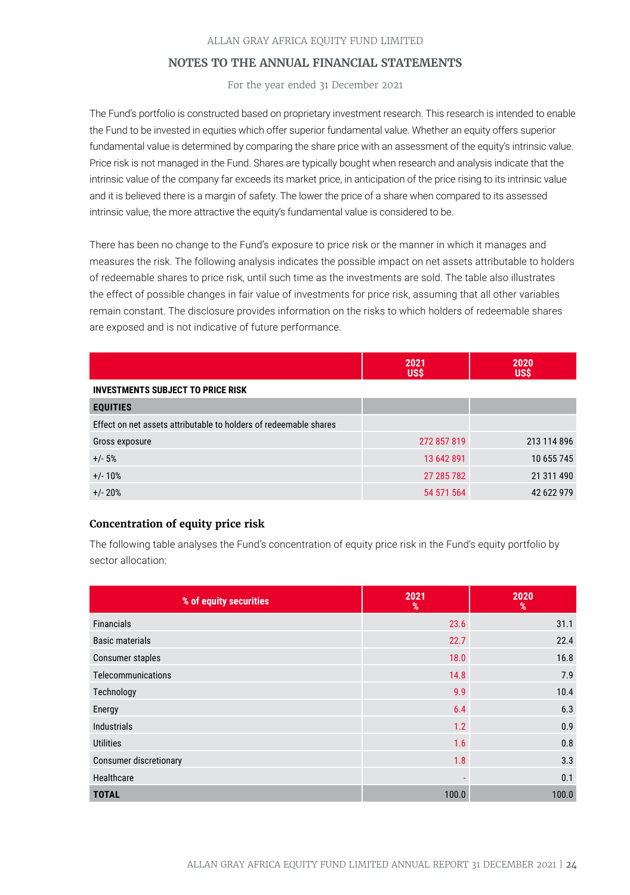The Fund's portfolio is constructed based on proprietary investment research. This research is intended to enable the Fund to be invested in equities which offer superior fundamental value. Whether an equity offers superior fundamental value is determined by comparing the share price with an assessment of the equity's intrinsic value. Price risk is not managed in the Fund. Shares are typically bought when research and analysis indicate that the intrinsic value of the company far exceeds its market price, in anticipation of the price rising to its intrinsic value and it is believed there is a margin of safety. The lower the price of a share when compared to its assessed intrinsic value, the more attractive the equity's fundamental value is considered to be.

There has been no change to the Fund's exposure to price risk or the manner in which it manages and measures the risk. The following analysis indicates the possible impact on net assets attributable to holders of redeemable shares to price risk, until such time as the investments are sold. The table also illustrates the effect of possible changes in fair value of investments for price risk, assuming that all other variables remain constant. The disclosure provides information on the risks to which holders of redeemable shares are exposed and is not indicative of future performance.

| | 2021 US$ | 2020 US$ |
|---|---|---|
| **INVESTMENTS SUBJECT TO PRICE RISK** | | |
| **EQUITIES** | | |
| Effect on net assets attributable to holders of redeemable shares | | |
| Gross exposure | 272 857 819 | 213 114 896 |
| +/- 5% | 13 642 891 | 10 655 745 |
| +/- 10% | 27 285 782 | 21 311 490 |
| +/- 20% | 54 571 564 | 42 622 979 |

### Concentration of equity price risk

The following table analyses the Fund's concentration of equity price risk in the Fund's equity portfolio by sector allocation:

| % of equity securities | 2021 % | 2020 % |
|---|---|---|
| Financials | 23.6 | 31.1 |
| Basic materials | 22.7 | 22.4 |
| Consumer staples | 18.0 | 16.8 |
| Telecommunications | 14.8 | 7.9 |
| Technology | 9.9 | 10.4 |
| Energy | 6.4 | 6.3 |
| Industrials | 1.2 | 0.9 |
| Utilities | 1.6 | 0.8 |
| Consumer discretionary | 1.8 | 3.3 |
| Healthcare | - | 0.1 |
| **TOTAL** | 100.0 | 100.0 |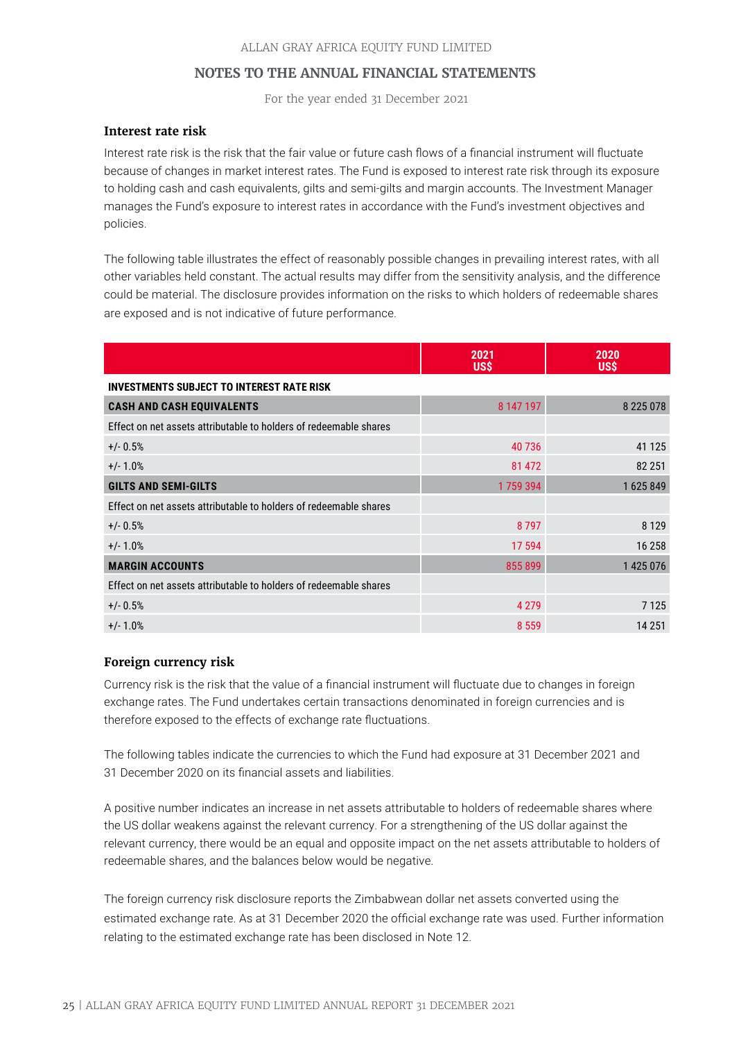## Interest rate risk

Interest rate risk is the risk that the fair value or future cash flows of a financial instrument will fluctuate because of changes in market interest rates. The Fund is exposed to interest rate risk through its exposure to holding cash and cash equivalents, gilts and semi-gilts and margin accounts. The Investment Manager manages the Fund's exposure to interest rates in accordance with the Fund's investment objectives and policies.

The following table illustrates the effect of reasonably possible changes in prevailing interest rates, with all other variables held constant. The actual results may differ from the sensitivity analysis, and the difference could be material. The disclosure provides information on the risks to which holders of redeemable shares are exposed and is not indicative of future performance.

| | 2021 US$ | 2020 US$ |
|---|---|---|
| **INVESTMENTS SUBJECT TO INTEREST RATE RISK** | | |
| **CASH AND CASH EQUIVALENTS** | 8 147 197 | 8 225 078 |
| Effect on net assets attributable to holders of redeemable shares | | |
| +/- 0.5% | 40 736 | 41 125 |
| +/- 1.0% | 81 472 | 82 251 |
| **GILTS AND SEMI-GILTS** | 1 759 394 | 1 625 849 |
| Effect on net assets attributable to holders of redeemable shares | | |
| +/- 0.5% | 8 797 | 8 129 |
| +/- 1.0% | 17 594 | 16 258 |
| **MARGIN ACCOUNTS** | 855 899 | 1 425 076 |
| Effect on net assets attributable to holders of redeemable shares | | |
| +/- 0.5% | 4 279 | 7 125 |
| +/- 1.0% | 8 559 | 14 251 |

## Foreign currency risk

Currency risk is the risk that the value of a financial instrument will fluctuate due to changes in foreign exchange rates. The Fund undertakes certain transactions denominated in foreign currencies and is therefore exposed to the effects of exchange rate fluctuations.

The following tables indicate the currencies to which the Fund had exposure at 31 December 2021 and 31 December 2020 on its financial assets and liabilities.

A positive number indicates an increase in net assets attributable to holders of redeemable shares where the US dollar weakens against the relevant currency. For a strengthening of the US dollar against the relevant currency, there would be an equal and opposite impact on the net assets attributable to holders of redeemable shares, and the balances below would be negative.

The foreign currency risk disclosure reports the Zimbabwean dollar net assets converted using the estimated exchange rate. As at 31 December 2020 the official exchange rate was used. Further information relating to the estimated exchange rate has been disclosed in Note 12.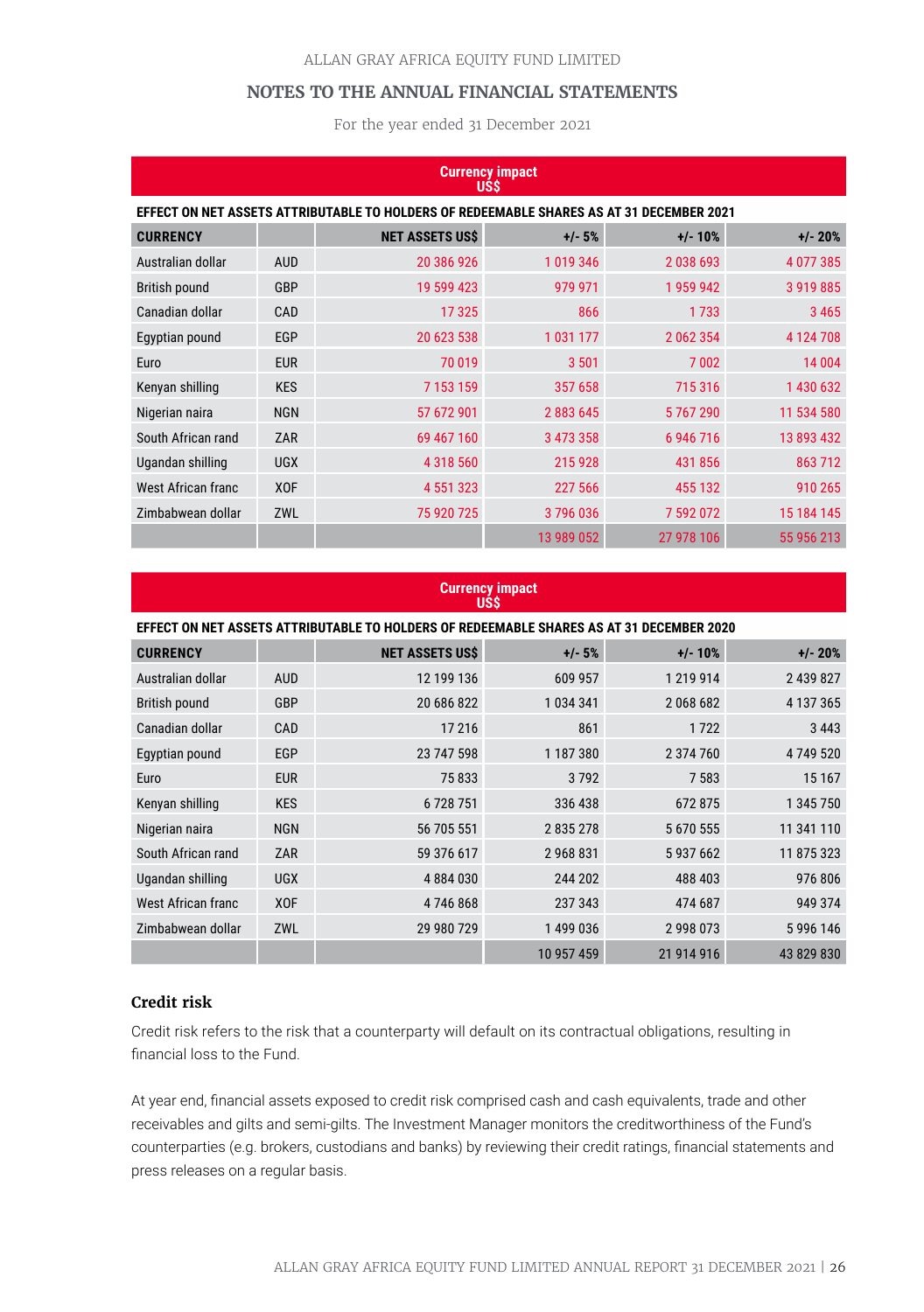## Currency impact US$

**EFFECT ON NET ASSETS ATTRIBUTABLE TO HOLDERS OF REDEEMABLE SHARES AS AT 31 DECEMBER 2021**

| CURRENCY | | NET ASSETS US$ | +/- 5% | +/- 10% | +/- 20% |
|---|---|---|---|---|---|
| Australian dollar | AUD | 20 386 926 | 1 019 346 | 2 038 693 | 4 077 385 |
| British pound | GBP | 19 599 423 | 979 971 | 1 959 942 | 3 919 885 |
| Canadian dollar | CAD | 17 325 | 866 | 1 733 | 3 465 |
| Egyptian pound | EGP | 20 623 538 | 1 031 177 | 2 062 354 | 4 124 708 |
| Euro | EUR | 70 019 | 3 501 | 7 002 | 14 004 |
| Kenyan shilling | KES | 7 153 159 | 357 658 | 715 316 | 1 430 632 |
| Nigerian naira | NGN | 57 672 901 | 2 883 645 | 5 767 290 | 11 534 580 |
| South African rand | ZAR | 69 467 160 | 3 473 358 | 6 946 716 | 13 893 432 |
| Ugandan shilling | UGX | 4 318 560 | 215 928 | 431 856 | 863 712 |
| West African franc | XOF | 4 551 323 | 227 566 | 455 132 | 910 265 |
| Zimbabwean dollar | ZWL | 75 920 725 | 3 796 036 | 7 592 072 | 15 184 145 |
| | | | 13 989 052 | 27 978 106 | 55 956 213 |

## Currency impact US$

**EFFECT ON NET ASSETS ATTRIBUTABLE TO HOLDERS OF REDEEMABLE SHARES AS AT 31 DECEMBER 2020**

| CURRENCY | | NET ASSETS US$ | +/- 5% | +/- 10% | +/- 20% |
|---|---|---|---|---|---|
| Australian dollar | AUD | 12 199 136 | 609 957 | 1 219 914 | 2 439 827 |
| British pound | GBP | 20 686 822 | 1 034 341 | 2 068 682 | 4 137 365 |
| Canadian dollar | CAD | 17 216 | 861 | 1 722 | 3 443 |
| Egyptian pound | EGP | 23 747 598 | 1 187 380 | 2 374 760 | 4 749 520 |
| Euro | EUR | 75 833 | 3 792 | 7 583 | 15 167 |
| Kenyan shilling | KES | 6 728 751 | 336 438 | 672 875 | 1 345 750 |
| Nigerian naira | NGN | 56 705 551 | 2 835 278 | 5 670 555 | 11 341 110 |
| South African rand | ZAR | 59 376 617 | 2 968 831 | 5 937 662 | 11 875 323 |
| Ugandan shilling | UGX | 4 884 030 | 244 202 | 488 403 | 976 806 |
| West African franc | XOF | 4 746 868 | 237 343 | 474 687 | 949 374 |
| Zimbabwean dollar | ZWL | 29 980 729 | 1 499 036 | 2 998 073 | 5 996 146 |
| | | | 10 957 459 | 21 914 916 | 43 829 830 |

### Credit risk

Credit risk refers to the risk that a counterparty will default on its contractual obligations, resulting in financial loss to the Fund.

At year end, financial assets exposed to credit risk comprised cash and cash equivalents, trade and other receivables and gilts and semi-gilts. The Investment Manager monitors the creditworthiness of the Fund's counterparties (e.g. brokers, custodians and banks) by reviewing their credit ratings, financial statements and press releases on a regular basis.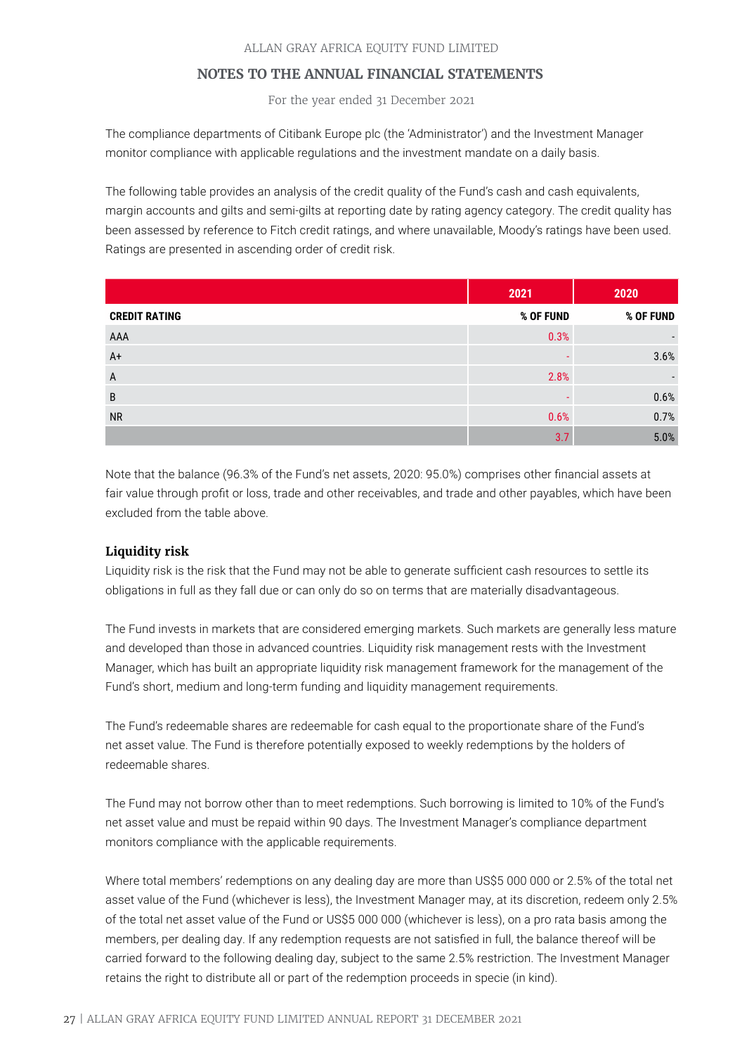The compliance departments of Citibank Europe plc (the 'Administrator') and the Investment Manager monitor compliance with applicable regulations and the investment mandate on a daily basis.

The following table provides an analysis of the credit quality of the Fund's cash and cash equivalents, margin accounts and gilts and semi-gilts at reporting date by rating agency category. The credit quality has been assessed by reference to Fitch credit ratings, and where unavailable, Moody's ratings have been used. Ratings are presented in ascending order of credit risk.

| | 2021 | 2020 |
|---|---|---|
| **CREDIT RATING** | **% OF FUND** | **% OF FUND** |
| AAA | 0.3% | - |
| A+ | - | 3.6% |
| A | 2.8% | - |
| B | - | 0.6% |
| NR | 0.6% | 0.7% |
| | 3.7 | 5.0% |

Note that the balance (96.3% of the Fund's net assets, 2020: 95.0%) comprises other financial assets at fair value through profit or loss, trade and other receivables, and trade and other payables, which have been excluded from the table above.

### Liquidity risk

Liquidity risk is the risk that the Fund may not be able to generate sufficient cash resources to settle its obligations in full as they fall due or can only do so on terms that are materially disadvantageous.

The Fund invests in markets that are considered emerging markets. Such markets are generally less mature and developed than those in advanced countries. Liquidity risk management rests with the Investment Manager, which has built an appropriate liquidity risk management framework for the management of the Fund's short, medium and long-term funding and liquidity management requirements.

The Fund's redeemable shares are redeemable for cash equal to the proportionate share of the Fund's net asset value. The Fund is therefore potentially exposed to weekly redemptions by the holders of redeemable shares.

The Fund may not borrow other than to meet redemptions. Such borrowing is limited to 10% of the Fund's net asset value and must be repaid within 90 days. The Investment Manager's compliance department monitors compliance with the applicable requirements.

Where total members' redemptions on any dealing day are more than US$5 000 000 or 2.5% of the total net asset value of the Fund (whichever is less), the Investment Manager may, at its discretion, redeem only 2.5% of the total net asset value of the Fund or US$5 000 000 (whichever is less), on a pro rata basis among the members, per dealing day. If any redemption requests are not satisfied in full, the balance thereof will be carried forward to the following dealing day, subject to the same 2.5% restriction. The Investment Manager retains the right to distribute all or part of the redemption proceeds in specie (in kind).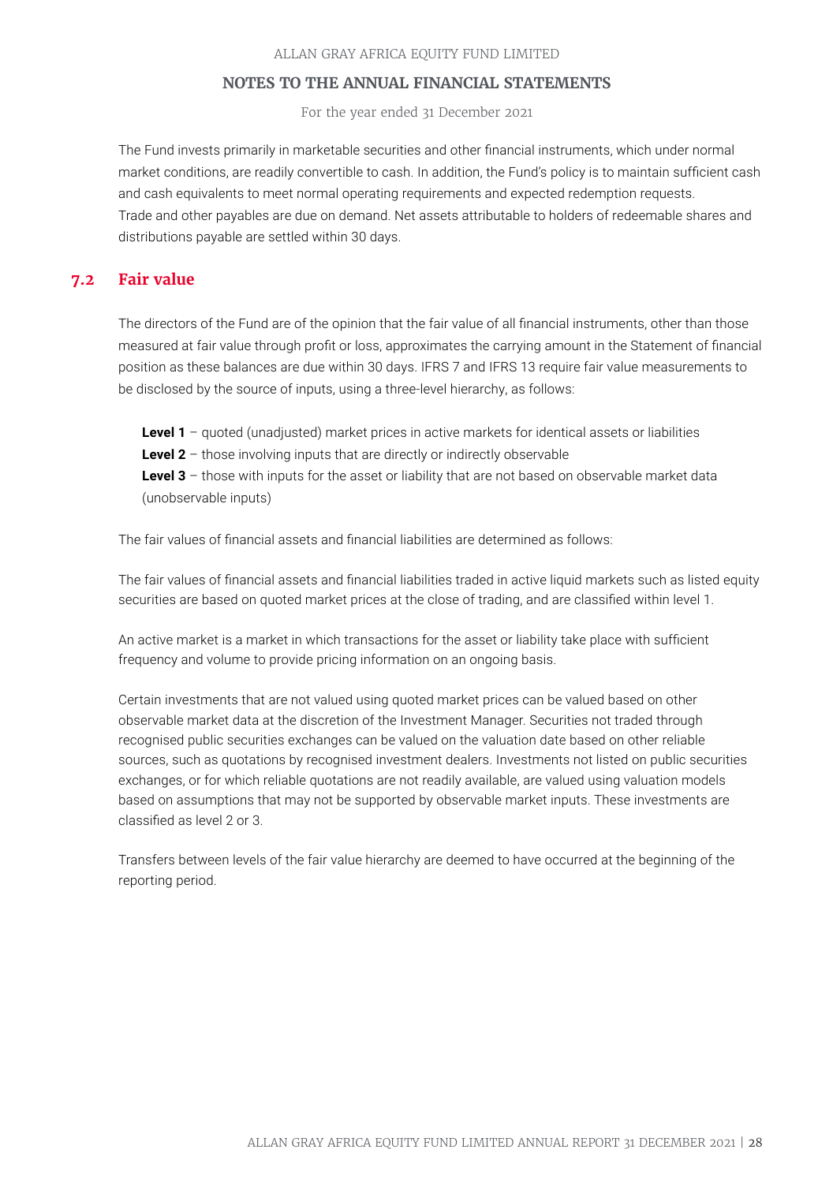The Fund invests primarily in marketable securities and other financial instruments, which under normal market conditions, are readily convertible to cash. In addition, the Fund's policy is to maintain sufficient cash and cash equivalents to meet normal operating requirements and expected redemption requests. Trade and other payables are due on demand. Net assets attributable to holders of redeemable shares and distributions payable are settled within 30 days.

## 7.2 Fair value

The directors of the Fund are of the opinion that the fair value of all financial instruments, other than those measured at fair value through profit or loss, approximates the carrying amount in the Statement of financial position as these balances are due within 30 days. IFRS 7 and IFRS 13 require fair value measurements to be disclosed by the source of inputs, using a three-level hierarchy, as follows:

**Level 1** – quoted (unadjusted) market prices in active markets for identical assets or liabilities
**Level 2** – those involving inputs that are directly or indirectly observable
**Level 3** – those with inputs for the asset or liability that are not based on observable market data (unobservable inputs)

The fair values of financial assets and financial liabilities are determined as follows:

The fair values of financial assets and financial liabilities traded in active liquid markets such as listed equity securities are based on quoted market prices at the close of trading, and are classified within level 1.

An active market is a market in which transactions for the asset or liability take place with sufficient frequency and volume to provide pricing information on an ongoing basis.

Certain investments that are not valued using quoted market prices can be valued based on other observable market data at the discretion of the Investment Manager. Securities not traded through recognised public securities exchanges can be valued on the valuation date based on other reliable sources, such as quotations by recognised investment dealers. Investments not listed on public securities exchanges, or for which reliable quotations are not readily available, are valued using valuation models based on assumptions that may not be supported by observable market inputs. These investments are classified as level 2 or 3.

Transfers between levels of the fair value hierarchy are deemed to have occurred at the beginning of the reporting period.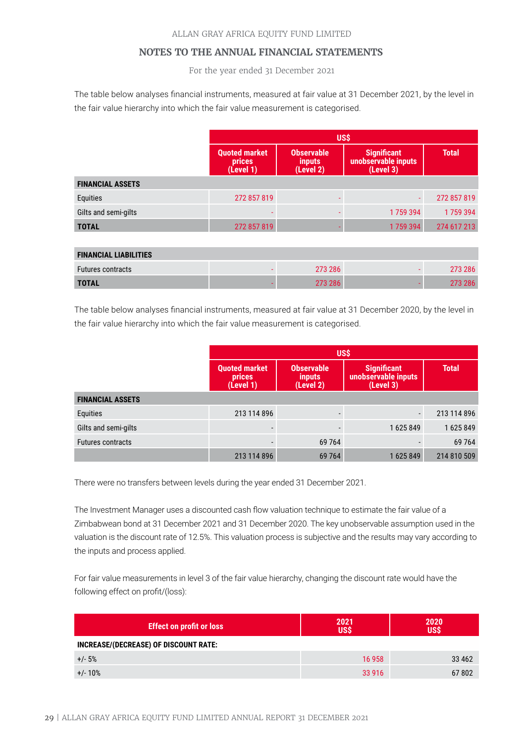The table below analyses financial instruments, measured at fair value at 31 December 2021, by the level in the fair value hierarchy into which the fair value measurement is categorised.

| | US$ | | | |
|---|---|---|---|---|
| | Quoted market prices (Level 1) | Observable inputs (Level 2) | Significant unobservable inputs (Level 3) | Total |
| **FINANCIAL ASSETS** | | | | |
| Equities | 272 857 819 | - | - | 272 857 819 |
| Gilts and semi-gilts | - | - | 1 759 394 | 1 759 394 |
| **TOTAL** | 272 857 819 | - | 1 759 394 | 274 617 213 |
| | | | | |
| **FINANCIAL LIABILITIES** | | | | |
| Futures contracts | - | 273 286 | - | 273 286 |
| **TOTAL** | - | 273 286 | - | 273 286 |

The table below analyses financial instruments, measured at fair value at 31 December 2020, by the level in the fair value hierarchy into which the fair value measurement is categorised.

| | US$ | | | |
|---|---|---|---|---|
| | Quoted market prices (Level 1) | Observable inputs (Level 2) | Significant unobservable inputs (Level 3) | Total |
| **FINANCIAL ASSETS** | | | | |
| Equities | 213 114 896 | - | - | 213 114 896 |
| Gilts and semi-gilts | - | - | 1 625 849 | 1 625 849 |
| Futures contracts | - | 69 764 | - | 69 764 |
| | 213 114 896 | 69 764 | 1 625 849 | 214 810 509 |

There were no transfers between levels during the year ended 31 December 2021.

The Investment Manager uses a discounted cash flow valuation technique to estimate the fair value of a Zimbabwean bond at 31 December 2021 and 31 December 2020. The key unobservable assumption used in the valuation is the discount rate of 12.5%. This valuation process is subjective and the results may vary according to the inputs and process applied.

For fair value measurements in level 3 of the fair value hierarchy, changing the discount rate would have the following effect on profit/(loss):

| Effect on profit or loss | 2021 US$ | 2020 US$ |
|---|---|---|
| **INCREASE/(DECREASE) OF DISCOUNT RATE:** | | |
| +/- 5% | 16 958 | 33 462 |
| +/- 10% | 33 916 | 67 802 |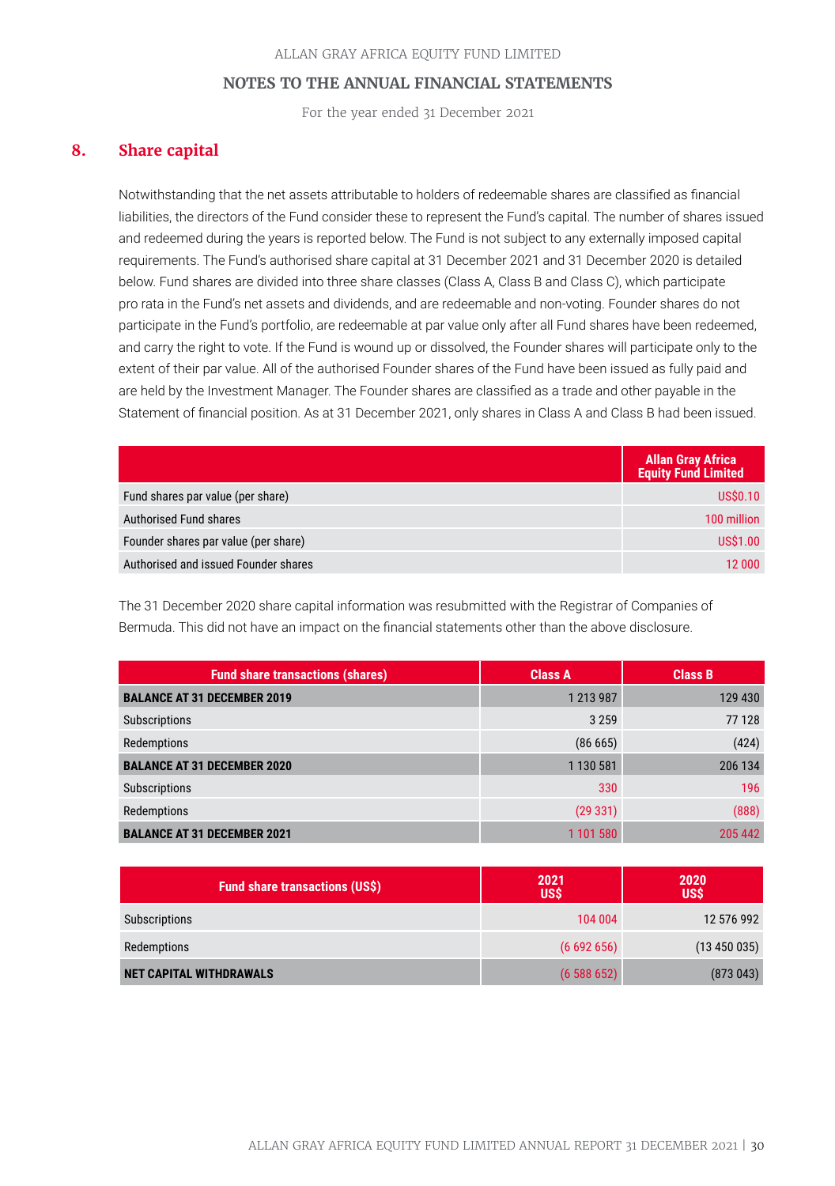## 8. Share capital

Notwithstanding that the net assets attributable to holders of redeemable shares are classified as financial liabilities, the directors of the Fund consider these to represent the Fund's capital. The number of shares issued and redeemed during the years is reported below. The Fund is not subject to any externally imposed capital requirements. The Fund's authorised share capital at 31 December 2021 and 31 December 2020 is detailed below. Fund shares are divided into three share classes (Class A, Class B and Class C), which participate pro rata in the Fund's net assets and dividends, and are redeemable and non-voting. Founder shares do not participate in the Fund's portfolio, are redeemable at par value only after all Fund shares have been redeemed, and carry the right to vote. If the Fund is wound up or dissolved, the Founder shares will participate only to the extent of their par value. All of the authorised Founder shares of the Fund have been issued as fully paid and are held by the Investment Manager. The Founder shares are classified as a trade and other payable in the Statement of financial position. As at 31 December 2021, only shares in Class A and Class B had been issued.

| | Allan Gray Africa Equity Fund Limited |
|---|---|
| Fund shares par value (per share) | US$0.10 |
| Authorised Fund shares | 100 million |
| Founder shares par value (per share) | US$1.00 |
| Authorised and issued Founder shares | 12 000 |

The 31 December 2020 share capital information was resubmitted with the Registrar of Companies of Bermuda. This did not have an impact on the financial statements other than the above disclosure.

| Fund share transactions (shares) | Class A | Class B |
|---|---|---|
| **BALANCE AT 31 DECEMBER 2019** | 1 213 987 | 129 430 |
| Subscriptions | 3 259 | 77 128 |
| Redemptions | (86 665) | (424) |
| **BALANCE AT 31 DECEMBER 2020** | 1 130 581 | 206 134 |
| Subscriptions | 330 | 196 |
| Redemptions | (29 331) | (888) |
| **BALANCE AT 31 DECEMBER 2021** | 1 101 580 | 205 442 |

| Fund share transactions (US$) | 2021 US$ | 2020 US$ |
|---|---|---|
| Subscriptions | 104 004 | 12 576 992 |
| Redemptions | (6 692 656) | (13 450 035) |
| **NET CAPITAL WITHDRAWALS** | (6 588 652) | (873 043) |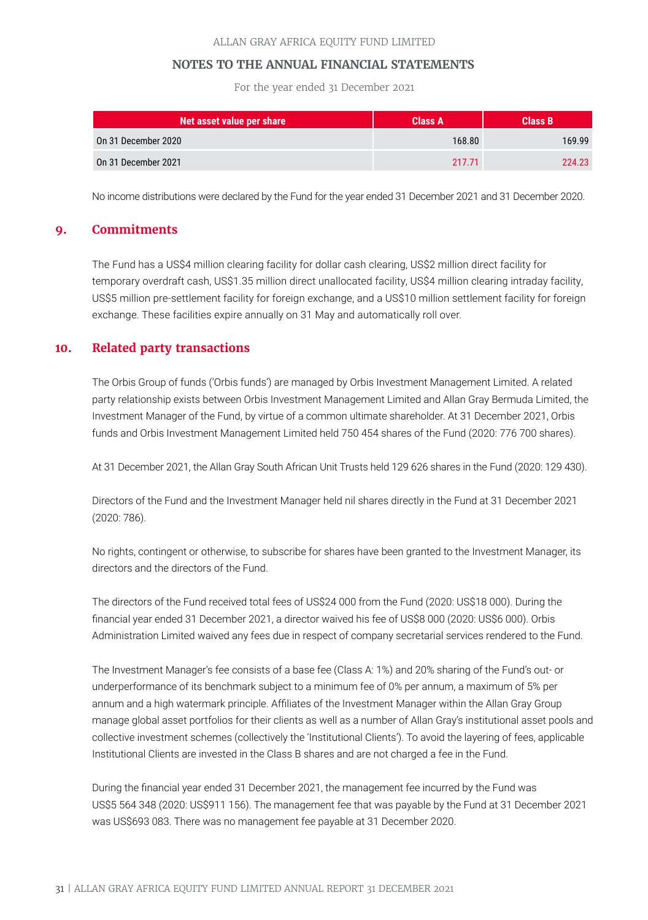| Net asset value per share | Class A | Class B |
|---|---|---|
| On 31 December 2020 | 168.80 | 169.99 |
| On 31 December 2021 | 217.71 | 224.23 |

No income distributions were declared by the Fund for the year ended 31 December 2021 and 31 December 2020.

## 9. Commitments

The Fund has a US$4 million clearing facility for dollar cash clearing, US$2 million direct facility for temporary overdraft cash, US$1.35 million direct unallocated facility, US$4 million clearing intraday facility, US$5 million pre-settlement facility for foreign exchange, and a US$10 million settlement facility for foreign exchange. These facilities expire annually on 31 May and automatically roll over.

## 10. Related party transactions

The Orbis Group of funds ('Orbis funds') are managed by Orbis Investment Management Limited. A related party relationship exists between Orbis Investment Management Limited and Allan Gray Bermuda Limited, the Investment Manager of the Fund, by virtue of a common ultimate shareholder. At 31 December 2021, Orbis funds and Orbis Investment Management Limited held 750 454 shares of the Fund (2020: 776 700 shares).

At 31 December 2021, the Allan Gray South African Unit Trusts held 129 626 shares in the Fund (2020: 129 430).

Directors of the Fund and the Investment Manager held nil shares directly in the Fund at 31 December 2021 (2020: 786).

No rights, contingent or otherwise, to subscribe for shares have been granted to the Investment Manager, its directors and the directors of the Fund.

The directors of the Fund received total fees of US$24 000 from the Fund (2020: US$18 000). During the financial year ended 31 December 2021, a director waived his fee of US$8 000 (2020: US$6 000). Orbis Administration Limited waived any fees due in respect of company secretarial services rendered to the Fund.

The Investment Manager's fee consists of a base fee (Class A: 1%) and 20% sharing of the Fund's out- or underperformance of its benchmark subject to a minimum fee of 0% per annum, a maximum of 5% per annum and a high watermark principle. Affiliates of the Investment Manager within the Allan Gray Group manage global asset portfolios for their clients as well as a number of Allan Gray's institutional asset pools and collective investment schemes (collectively the 'Institutional Clients'). To avoid the layering of fees, applicable Institutional Clients are invested in the Class B shares and are not charged a fee in the Fund.

During the financial year ended 31 December 2021, the management fee incurred by the Fund was US$5 564 348 (2020: US$911 156). The management fee that was payable by the Fund at 31 December 2021 was US$693 083. There was no management fee payable at 31 December 2020.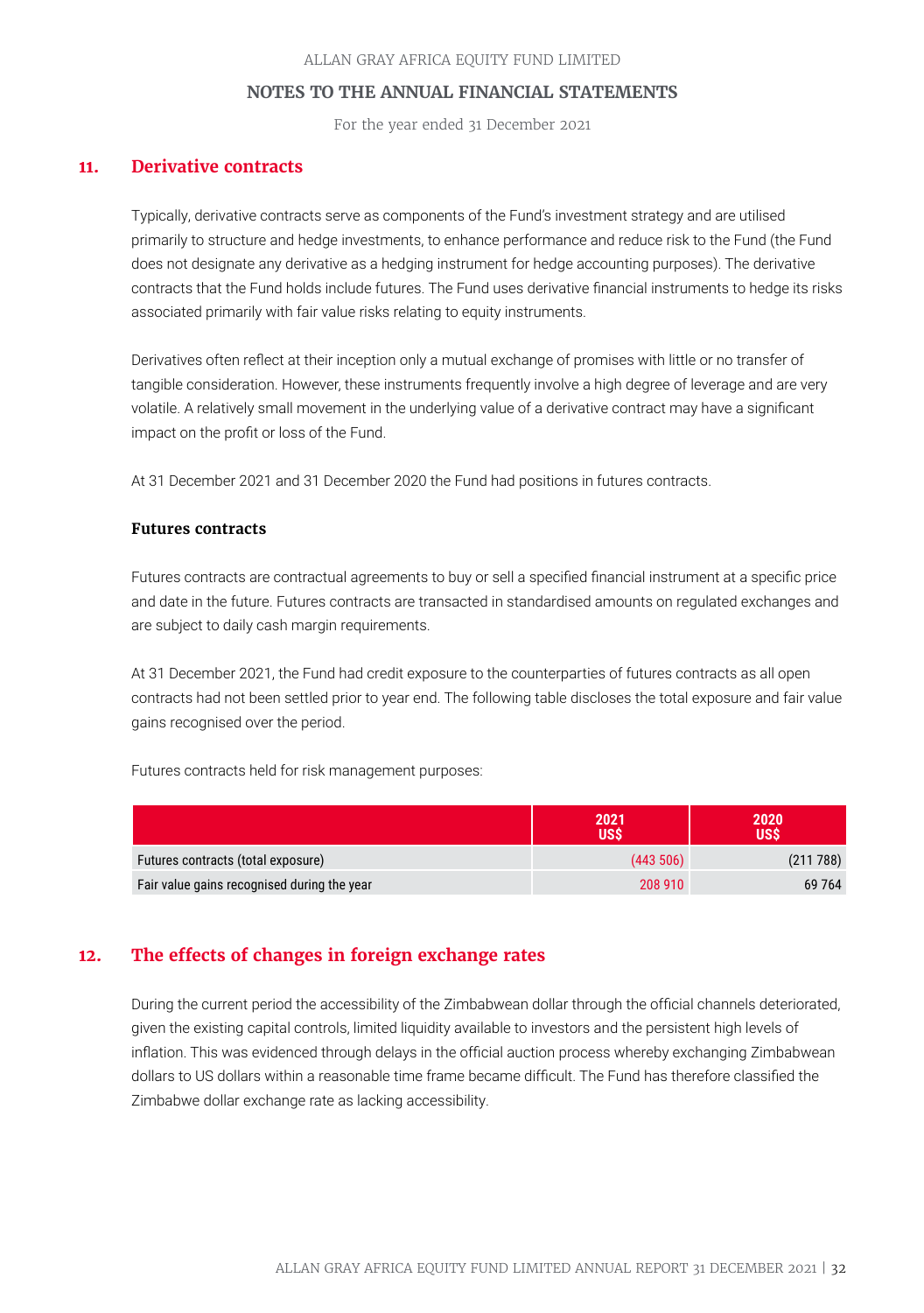## 11. Derivative contracts

Typically, derivative contracts serve as components of the Fund's investment strategy and are utilised primarily to structure and hedge investments, to enhance performance and reduce risk to the Fund (the Fund does not designate any derivative as a hedging instrument for hedge accounting purposes). The derivative contracts that the Fund holds include futures. The Fund uses derivative financial instruments to hedge its risks associated primarily with fair value risks relating to equity instruments.

Derivatives often reflect at their inception only a mutual exchange of promises with little or no transfer of tangible consideration. However, these instruments frequently involve a high degree of leverage and are very volatile. A relatively small movement in the underlying value of a derivative contract may have a significant impact on the profit or loss of the Fund.

At 31 December 2021 and 31 December 2020 the Fund had positions in futures contracts.

### Futures contracts

Futures contracts are contractual agreements to buy or sell a specified financial instrument at a specific price and date in the future. Futures contracts are transacted in standardised amounts on regulated exchanges and are subject to daily cash margin requirements.

At 31 December 2021, the Fund had credit exposure to the counterparties of futures contracts as all open contracts had not been settled prior to year end. The following table discloses the total exposure and fair value gains recognised over the period.

Futures contracts held for risk management purposes:

| | 2021 US$ | 2020 US$ |
|---|---|---|
| Futures contracts (total exposure) | (443 506) | (211 788) |
| Fair value gains recognised during the year | 208 910 | 69 764 |

## 12. The effects of changes in foreign exchange rates

During the current period the accessibility of the Zimbabwean dollar through the official channels deteriorated, given the existing capital controls, limited liquidity available to investors and the persistent high levels of inflation. This was evidenced through delays in the official auction process whereby exchanging Zimbabwean dollars to US dollars within a reasonable time frame became difficult. The Fund has therefore classified the Zimbabwe dollar exchange rate as lacking accessibility.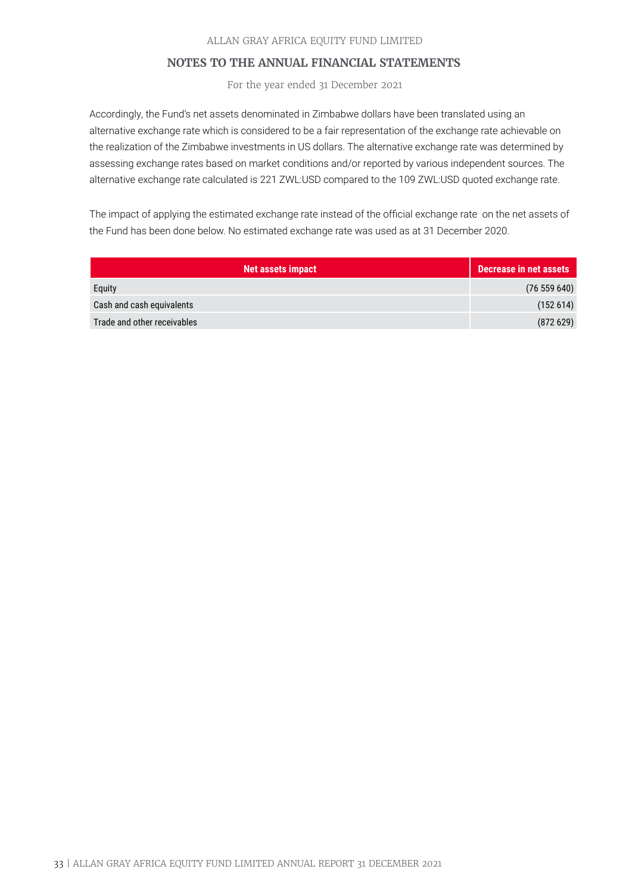Accordingly, the Fund's net assets denominated in Zimbabwe dollars have been translated using an alternative exchange rate which is considered to be a fair representation of the exchange rate achievable on the realization of the Zimbabwe investments in US dollars. The alternative exchange rate was determined by assessing exchange rates based on market conditions and/or reported by various independent sources. The alternative exchange rate calculated is 221 ZWL:USD compared to the 109 ZWL:USD quoted exchange rate.

The impact of applying the estimated exchange rate instead of the official exchange rate on the net assets of the Fund has been done below. No estimated exchange rate was used as at 31 December 2020.

| Net assets impact | Decrease in net assets |
|---|---|
| Equity | (76 559 640) |
| Cash and cash equivalents | (152 614) |
| Trade and other receivables | (872 629) |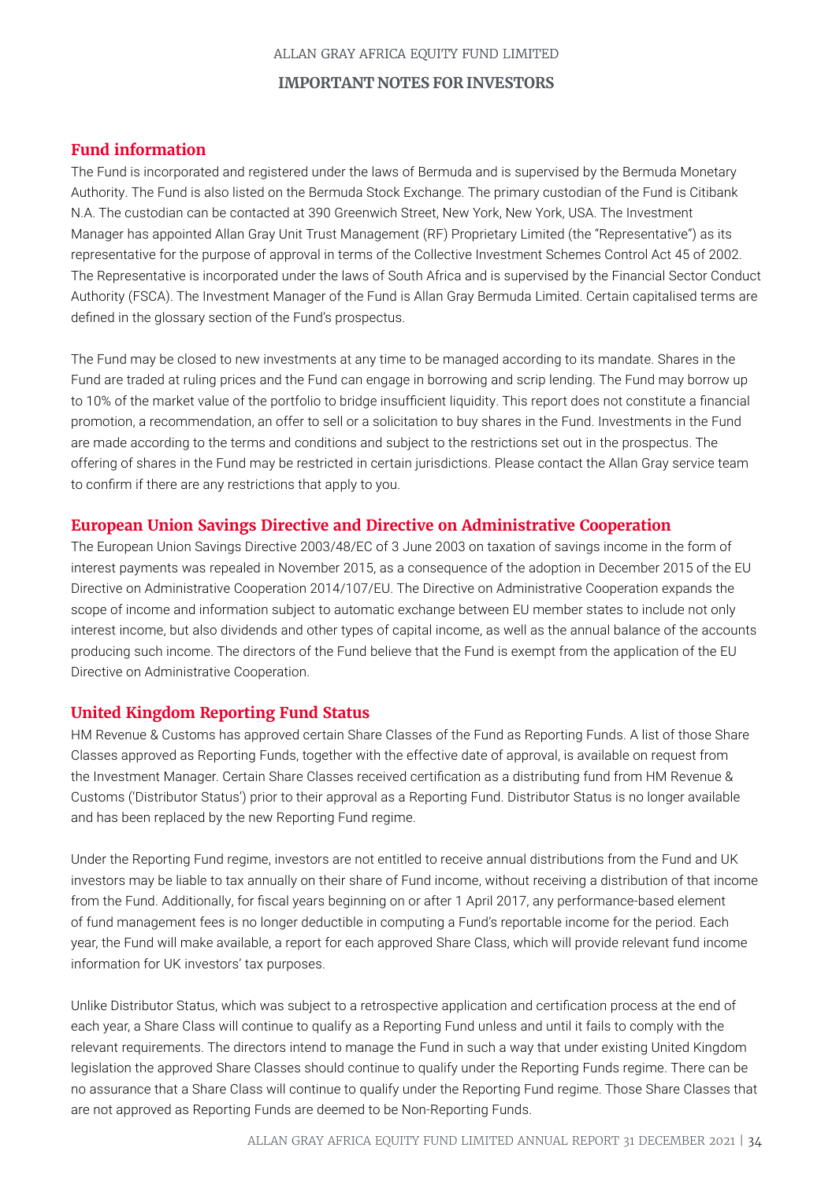## Fund information

The Fund is incorporated and registered under the laws of Bermuda and is supervised by the Bermuda Monetary Authority. The Fund is also listed on the Bermuda Stock Exchange. The primary custodian of the Fund is Citibank N.A. The custodian can be contacted at 390 Greenwich Street, New York, New York, USA. The Investment Manager has appointed Allan Gray Unit Trust Management (RF) Proprietary Limited (the "Representative") as its representative for the purpose of approval in terms of the Collective Investment Schemes Control Act 45 of 2002. The Representative is incorporated under the laws of South Africa and is supervised by the Financial Sector Conduct Authority (FSCA). The Investment Manager of the Fund is Allan Gray Bermuda Limited. Certain capitalised terms are defined in the glossary section of the Fund's prospectus.

The Fund may be closed to new investments at any time to be managed according to its mandate. Shares in the Fund are traded at ruling prices and the Fund can engage in borrowing and scrip lending. The Fund may borrow up to 10% of the market value of the portfolio to bridge insufficient liquidity. This report does not constitute a financial promotion, a recommendation, an offer to sell or a solicitation to buy shares in the Fund. Investments in the Fund are made according to the terms and conditions and subject to the restrictions set out in the prospectus. The offering of shares in the Fund may be restricted in certain jurisdictions. Please contact the Allan Gray service team to confirm if there are any restrictions that apply to you.

## European Union Savings Directive and Directive on Administrative Cooperation

The European Union Savings Directive 2003/48/EC of 3 June 2003 on taxation of savings income in the form of interest payments was repealed in November 2015, as a consequence of the adoption in December 2015 of the EU Directive on Administrative Cooperation 2014/107/EU. The Directive on Administrative Cooperation expands the scope of income and information subject to automatic exchange between EU member states to include not only interest income, but also dividends and other types of capital income, as well as the annual balance of the accounts producing such income. The directors of the Fund believe that the Fund is exempt from the application of the EU Directive on Administrative Cooperation.

## United Kingdom Reporting Fund Status

HM Revenue & Customs has approved certain Share Classes of the Fund as Reporting Funds. A list of those Share Classes approved as Reporting Funds, together with the effective date of approval, is available on request from the Investment Manager. Certain Share Classes received certification as a distributing fund from HM Revenue & Customs ('Distributor Status') prior to their approval as a Reporting Fund. Distributor Status is no longer available and has been replaced by the new Reporting Fund regime.

Under the Reporting Fund regime, investors are not entitled to receive annual distributions from the Fund and UK investors may be liable to tax annually on their share of Fund income, without receiving a distribution of that income from the Fund. Additionally, for fiscal years beginning on or after 1 April 2017, any performance-based element of fund management fees is no longer deductible in computing a Fund's reportable income for the period. Each year, the Fund will make available, a report for each approved Share Class, which will provide relevant fund income information for UK investors' tax purposes.

Unlike Distributor Status, which was subject to a retrospective application and certification process at the end of each year, a Share Class will continue to qualify as a Reporting Fund unless and until it fails to comply with the relevant requirements. The directors intend to manage the Fund in such a way that under existing United Kingdom legislation the approved Share Classes should continue to qualify under the Reporting Funds regime. There can be no assurance that a Share Class will continue to qualify under the Reporting Fund regime. Those Share Classes that are not approved as Reporting Funds are deemed to be Non-Reporting Funds.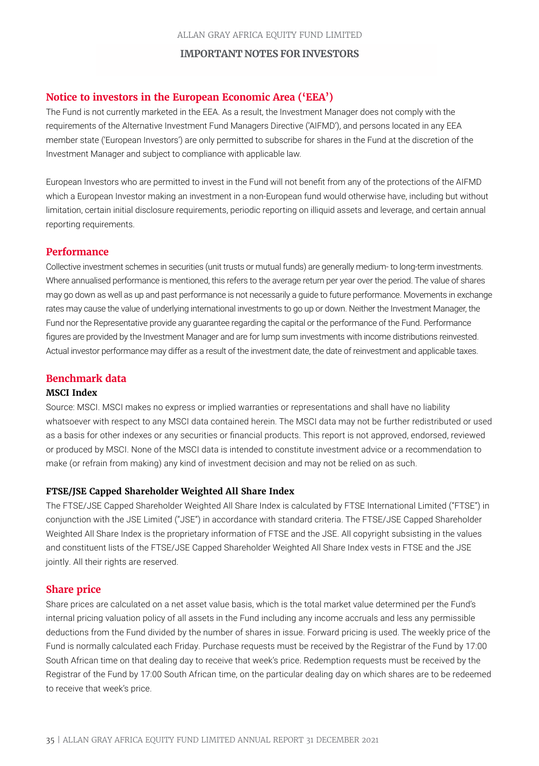# IMPORTANT NOTES FOR INVESTORS

## Notice to investors in the European Economic Area ('EEA')

The Fund is not currently marketed in the EEA. As a result, the Investment Manager does not comply with the requirements of the Alternative Investment Fund Managers Directive ('AIFMD'), and persons located in any EEA member state ('European Investors') are only permitted to subscribe for shares in the Fund at the discretion of the Investment Manager and subject to compliance with applicable law.

European Investors who are permitted to invest in the Fund will not benefit from any of the protections of the AIFMD which a European Investor making an investment in a non-European fund would otherwise have, including but without limitation, certain initial disclosure requirements, periodic reporting on illiquid assets and leverage, and certain annual reporting requirements.

## Performance

Collective investment schemes in securities (unit trusts or mutual funds) are generally medium- to long-term investments. Where annualised performance is mentioned, this refers to the average return per year over the period. The value of shares may go down as well as up and past performance is not necessarily a guide to future performance. Movements in exchange rates may cause the value of underlying international investments to go up or down. Neither the Investment Manager, the Fund nor the Representative provide any guarantee regarding the capital or the performance of the Fund. Performance figures are provided by the Investment Manager and are for lump sum investments with income distributions reinvested. Actual investor performance may differ as a result of the investment date, the date of reinvestment and applicable taxes.

## Benchmark data

### MSCI Index

Source: MSCI. MSCI makes no express or implied warranties or representations and shall have no liability whatsoever with respect to any MSCI data contained herein. The MSCI data may not be further redistributed or used as a basis for other indexes or any securities or financial products. This report is not approved, endorsed, reviewed or produced by MSCI. None of the MSCI data is intended to constitute investment advice or a recommendation to make (or refrain from making) any kind of investment decision and may not be relied on as such.

### FTSE/JSE Capped Shareholder Weighted All Share Index

The FTSE/JSE Capped Shareholder Weighted All Share Index is calculated by FTSE International Limited ("FTSE") in conjunction with the JSE Limited ("JSE") in accordance with standard criteria. The FTSE/JSE Capped Shareholder Weighted All Share Index is the proprietary information of FTSE and the JSE. All copyright subsisting in the values and constituent lists of the FTSE/JSE Capped Shareholder Weighted All Share Index vests in FTSE and the JSE jointly. All their rights are reserved.

## Share price

Share prices are calculated on a net asset value basis, which is the total market value determined per the Fund's internal pricing valuation policy of all assets in the Fund including any income accruals and less any permissible deductions from the Fund divided by the number of shares in issue. Forward pricing is used. The weekly price of the Fund is normally calculated each Friday. Purchase requests must be received by the Registrar of the Fund by 17:00 South African time on that dealing day to receive that week's price. Redemption requests must be received by the Registrar of the Fund by 17:00 South African time, on the particular dealing day on which shares are to be redeemed to receive that week's price.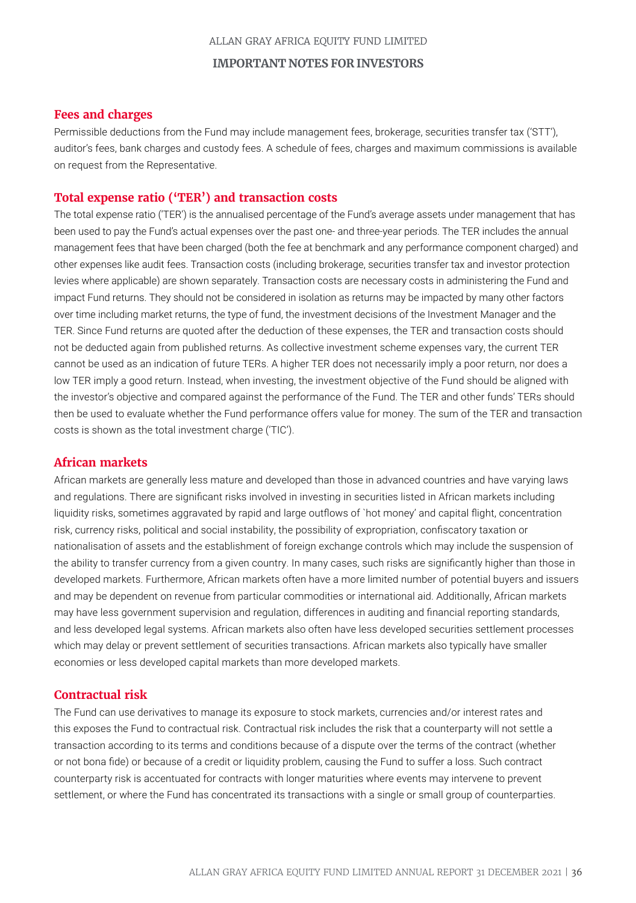## Fees and charges

Permissible deductions from the Fund may include management fees, brokerage, securities transfer tax ('STT'), auditor's fees, bank charges and custody fees. A schedule of fees, charges and maximum commissions is available on request from the Representative.

## Total expense ratio ('TER') and transaction costs

The total expense ratio ('TER') is the annualised percentage of the Fund's average assets under management that has been used to pay the Fund's actual expenses over the past one- and three-year periods. The TER includes the annual management fees that have been charged (both the fee at benchmark and any performance component charged) and other expenses like audit fees. Transaction costs (including brokerage, securities transfer tax and investor protection levies where applicable) are shown separately. Transaction costs are necessary costs in administering the Fund and impact Fund returns. They should not be considered in isolation as returns may be impacted by many other factors over time including market returns, the type of fund, the investment decisions of the Investment Manager and the TER. Since Fund returns are quoted after the deduction of these expenses, the TER and transaction costs should not be deducted again from published returns. As collective investment scheme expenses vary, the current TER cannot be used as an indication of future TERs. A higher TER does not necessarily imply a poor return, nor does a low TER imply a good return. Instead, when investing, the investment objective of the Fund should be aligned with the investor's objective and compared against the performance of the Fund. The TER and other funds' TERs should then be used to evaluate whether the Fund performance offers value for money. The sum of the TER and transaction costs is shown as the total investment charge ('TIC').

## African markets

African markets are generally less mature and developed than those in advanced countries and have varying laws and regulations. There are significant risks involved in investing in securities listed in African markets including liquidity risks, sometimes aggravated by rapid and large outflows of `hot money' and capital flight, concentration risk, currency risks, political and social instability, the possibility of expropriation, confiscatory taxation or nationalisation of assets and the establishment of foreign exchange controls which may include the suspension of the ability to transfer currency from a given country. In many cases, such risks are significantly higher than those in developed markets. Furthermore, African markets often have a more limited number of potential buyers and issuers and may be dependent on revenue from particular commodities or international aid. Additionally, African markets may have less government supervision and regulation, differences in auditing and financial reporting standards, and less developed legal systems. African markets also often have less developed securities settlement processes which may delay or prevent settlement of securities transactions. African markets also typically have smaller economies or less developed capital markets than more developed markets.

## Contractual risk

The Fund can use derivatives to manage its exposure to stock markets, currencies and/or interest rates and this exposes the Fund to contractual risk. Contractual risk includes the risk that a counterparty will not settle a transaction according to its terms and conditions because of a dispute over the terms of the contract (whether or not bona fide) or because of a credit or liquidity problem, causing the Fund to suffer a loss. Such contract counterparty risk is accentuated for contracts with longer maturities where events may intervene to prevent settlement, or where the Fund has concentrated its transactions with a single or small group of counterparties.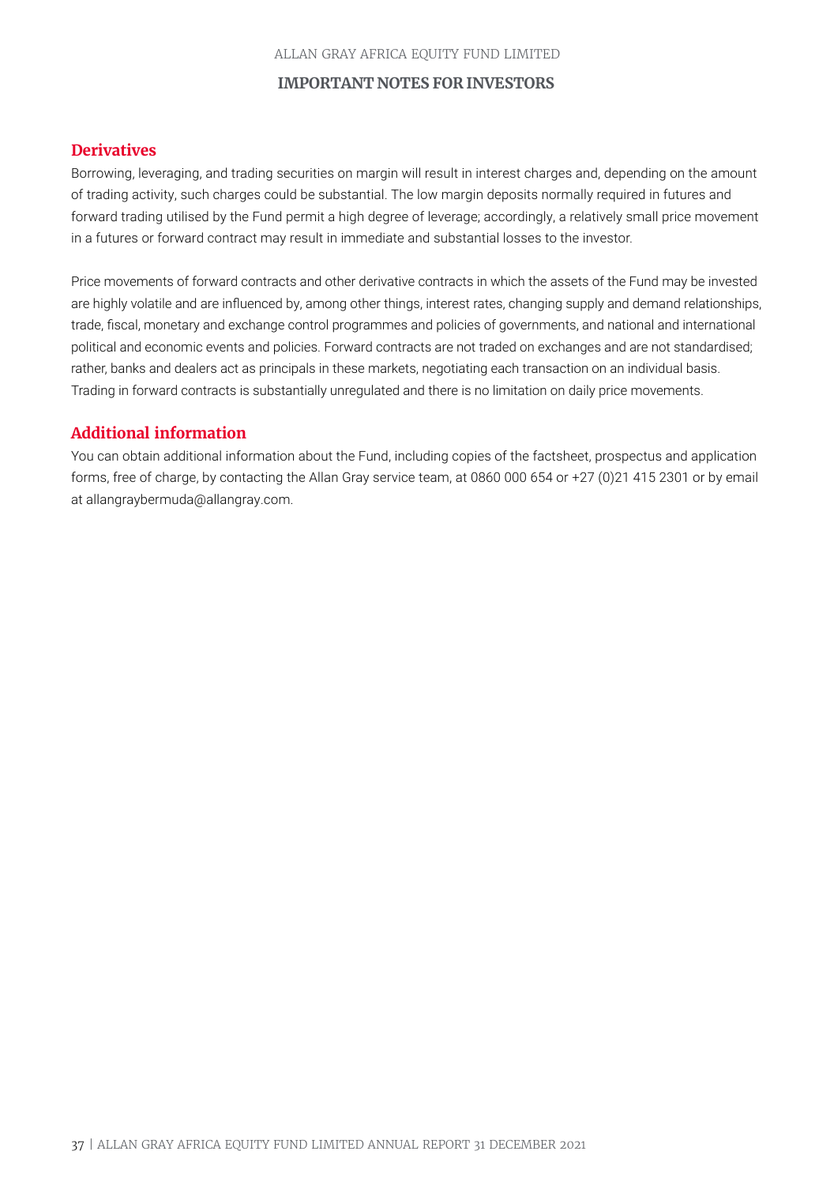## Derivatives

Borrowing, leveraging, and trading securities on margin will result in interest charges and, depending on the amount of trading activity, such charges could be substantial. The low margin deposits normally required in futures and forward trading utilised by the Fund permit a high degree of leverage; accordingly, a relatively small price movement in a futures or forward contract may result in immediate and substantial losses to the investor.

Price movements of forward contracts and other derivative contracts in which the assets of the Fund may be invested are highly volatile and are influenced by, among other things, interest rates, changing supply and demand relationships, trade, fiscal, monetary and exchange control programmes and policies of governments, and national and international political and economic events and policies. Forward contracts are not traded on exchanges and are not standardised; rather, banks and dealers act as principals in these markets, negotiating each transaction on an individual basis. Trading in forward contracts is substantially unregulated and there is no limitation on daily price movements.

## Additional information

You can obtain additional information about the Fund, including copies of the factsheet, prospectus and application forms, free of charge, by contacting the Allan Gray service team, at 0860 000 654 or +27 (0)21 415 2301 or by email at allangraybermuda@allangray.com.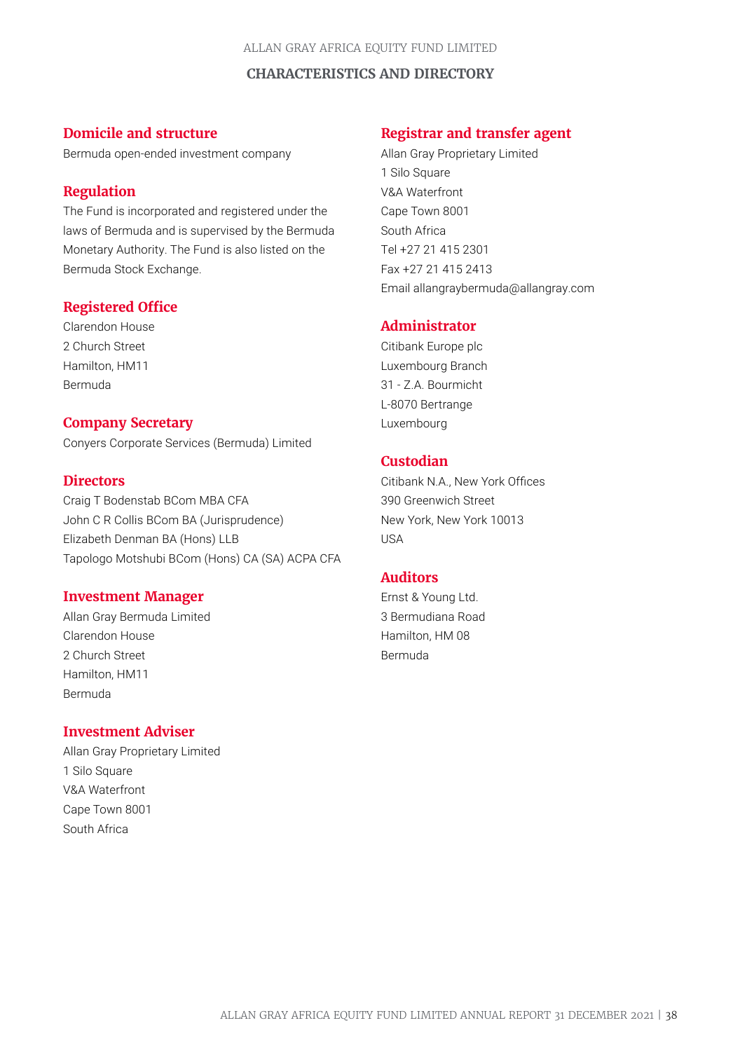# CHARACTERISTICS AND DIRECTORY

## Domicile and structure

Bermuda open-ended investment company

## Regulation

The Fund is incorporated and registered under the laws of Bermuda and is supervised by the Bermuda Monetary Authority. The Fund is also listed on the Bermuda Stock Exchange.

## Registered Office

Clarendon House
2 Church Street
Hamilton, HM11
Bermuda

## Company Secretary

Conyers Corporate Services (Bermuda) Limited

## Directors

Craig T Bodenstab BCom MBA CFA
John C R Collis BCom BA (Jurisprudence)
Elizabeth Denman BA (Hons) LLB
Tapologo Motshubi BCom (Hons) CA (SA) ACPA CFA

## Investment Manager

Allan Gray Bermuda Limited
Clarendon House
2 Church Street
Hamilton, HM11
Bermuda

## Investment Adviser

Allan Gray Proprietary Limited
1 Silo Square
V&A Waterfront
Cape Town 8001
South Africa

## Registrar and transfer agent

Allan Gray Proprietary Limited
1 Silo Square
V&A Waterfront
Cape Town 8001
South Africa
Tel +27 21 415 2301
Fax +27 21 415 2413
Email allangraybermuda@allangray.com

## Administrator

Citibank Europe plc
Luxembourg Branch
31 - Z.A. Bourmicht
L-8070 Bertrange
Luxembourg

## Custodian

Citibank N.A., New York Offices
390 Greenwich Street
New York, New York 10013
USA

## Auditors

Ernst & Young Ltd.
3 Bermudiana Road
Hamilton, HM 08
Bermuda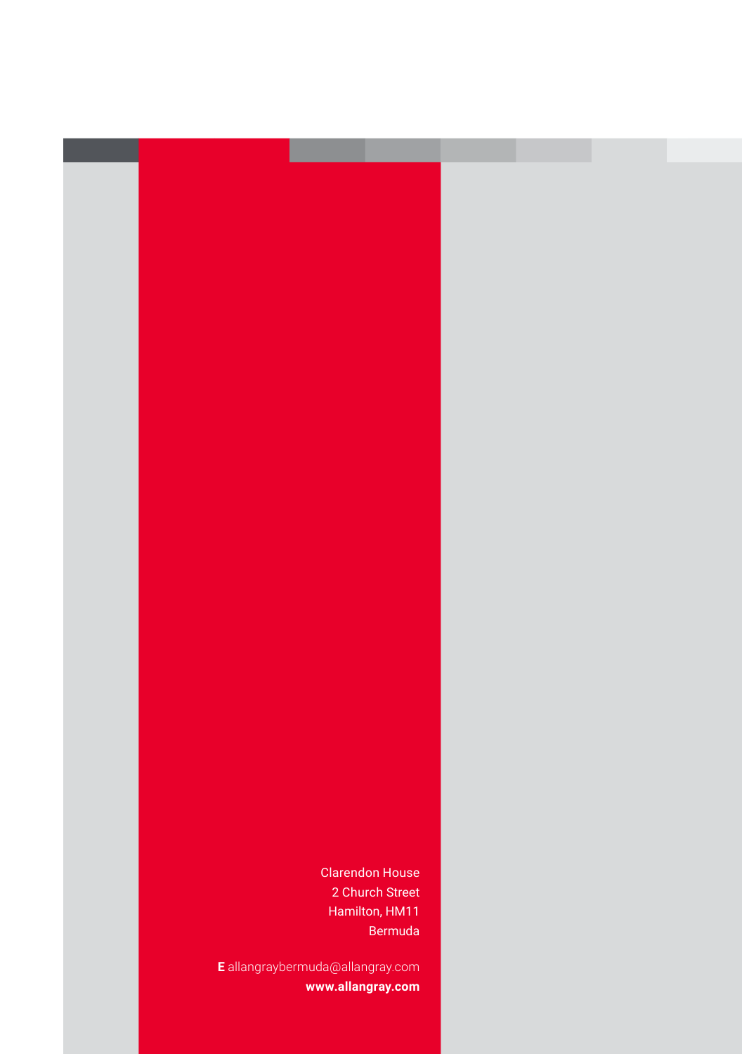Clarendon House
2 Church Street
Hamilton, HM11
Bermuda

**E** allangraybermuda@allangray.com
**www.allangray.com**